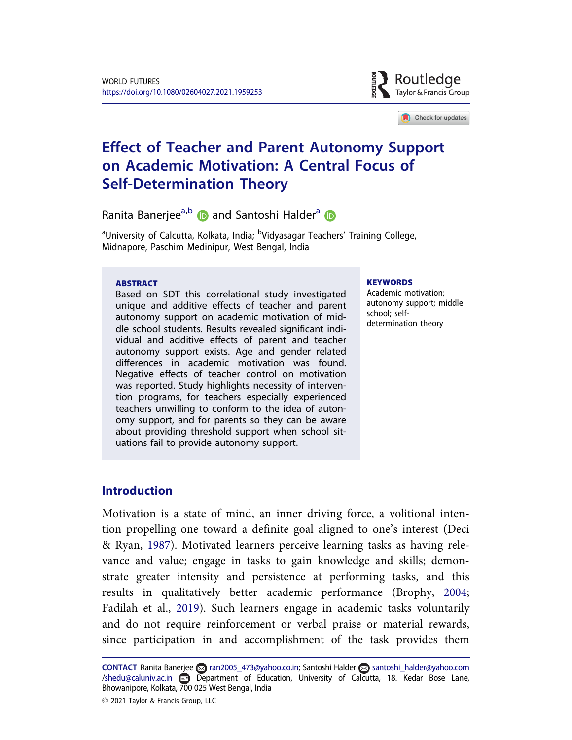WORLD FUTURES
https://doi.org/10.1080/02604027.2021.1959253

# Effect of Teacher and Parent Autonomy Support on Academic Motivation: A Central Focus of Self-Determination Theory

Ranita Banerjee[a,b] and Santoshi Halder[a]

[a]University of Calcutta, Kolkata, India; [b]Vidyasagar Teachers' Training College, Midnapore, Paschim Medinipur, West Bengal, India

**ABSTRACT**

Based on SDT this correlational study investigated unique and additive effects of teacher and parent autonomy support on academic motivation of middle school students. Results revealed significant individual and additive effects of parent and teacher autonomy support exists. Age and gender related differences in academic motivation was found. Negative effects of teacher control on motivation was reported. Study highlights necessity of intervention programs, for teachers especially experienced teachers unwilling to conform to the idea of autonomy support, and for parents so they can be aware about providing threshold support when school situations fail to provide autonomy support.

**KEYWORDS**

Academic motivation; autonomy support; middle school; self-determination theory

## Introduction

Motivation is a state of mind, an inner driving force, a volitional intention propelling one toward a definite goal aligned to one's interest (Deci & Ryan, 1987). Motivated learners perceive learning tasks as having relevance and value; engage in tasks to gain knowledge and skills; demonstrate greater intensity and persistence at performing tasks, and this results in qualitatively better academic performance (Brophy, 2004; Fadilah et al., 2019). Such learners engage in academic tasks voluntarily and do not require reinforcement or verbal praise or material rewards, since participation in and accomplishment of the task provides them

**CONTACT** Ranita Banerjee ran2005_473@yahoo.co.in; Santoshi Halder santoshi_halder@yahoo.com /shedu@caluniv.ac.in Department of Education, University of Calcutta, 18. Kedar Bose Lane, Bhowanipore, Kolkata, 700 025 West Bengal, India

© 2021 Taylor & Francis Group, LLC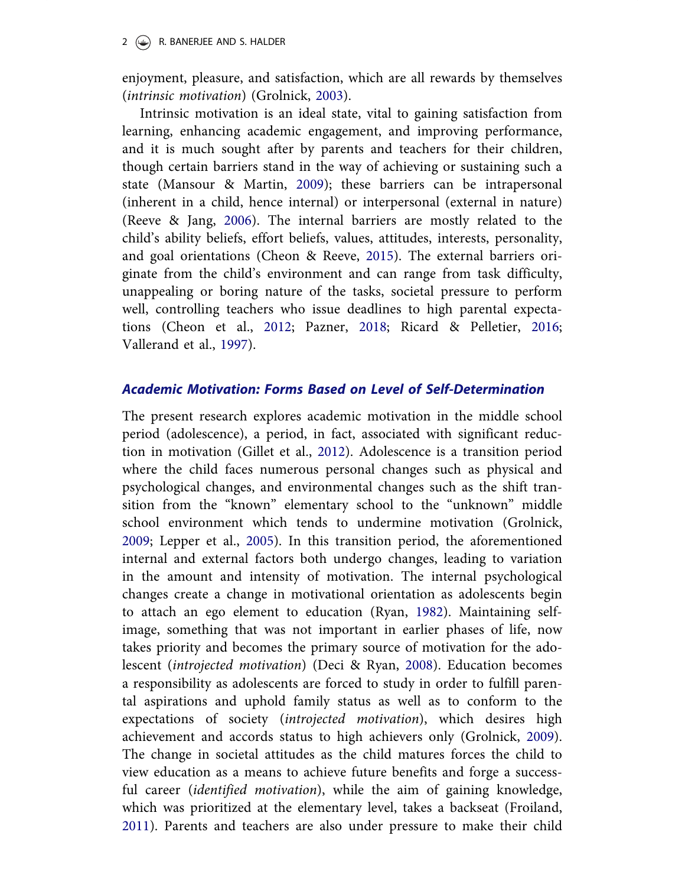enjoyment, pleasure, and satisfaction, which are all rewards by themselves (*intrinsic motivation*) (Grolnick, 2003).

Intrinsic motivation is an ideal state, vital to gaining satisfaction from learning, enhancing academic engagement, and improving performance, and it is much sought after by parents and teachers for their children, though certain barriers stand in the way of achieving or sustaining such a state (Mansour & Martin, 2009); these barriers can be intrapersonal (inherent in a child, hence internal) or interpersonal (external in nature) (Reeve & Jang, 2006). The internal barriers are mostly related to the child's ability beliefs, effort beliefs, values, attitudes, interests, personality, and goal orientations (Cheon & Reeve, 2015). The external barriers originate from the child's environment and can range from task difficulty, unappealing or boring nature of the tasks, societal pressure to perform well, controlling teachers who issue deadlines to high parental expectations (Cheon et al., 2012; Pazner, 2018; Ricard & Pelletier, 2016; Vallerand et al., 1997).

## *Academic Motivation: Forms Based on Level of Self-Determination*

The present research explores academic motivation in the middle school period (adolescence), a period, in fact, associated with significant reduction in motivation (Gillet et al., 2012). Adolescence is a transition period where the child faces numerous personal changes such as physical and psychological changes, and environmental changes such as the shift transition from the "known" elementary school to the "unknown" middle school environment which tends to undermine motivation (Grolnick, 2009; Lepper et al., 2005). In this transition period, the aforementioned internal and external factors both undergo changes, leading to variation in the amount and intensity of motivation. The internal psychological changes create a change in motivational orientation as adolescents begin to attach an ego element to education (Ryan, 1982). Maintaining self-image, something that was not important in earlier phases of life, now takes priority and becomes the primary source of motivation for the adolescent (*introjected motivation*) (Deci & Ryan, 2008). Education becomes a responsibility as adolescents are forced to study in order to fulfill parental aspirations and uphold family status as well as to conform to the expectations of society (*introjected motivation*), which desires high achievement and accords status to high achievers only (Grolnick, 2009). The change in societal attitudes as the child matures forces the child to view education as a means to achieve future benefits and forge a successful career (*identified motivation*), while the aim of gaining knowledge, which was prioritized at the elementary level, takes a backseat (Froiland, 2011). Parents and teachers are also under pressure to make their child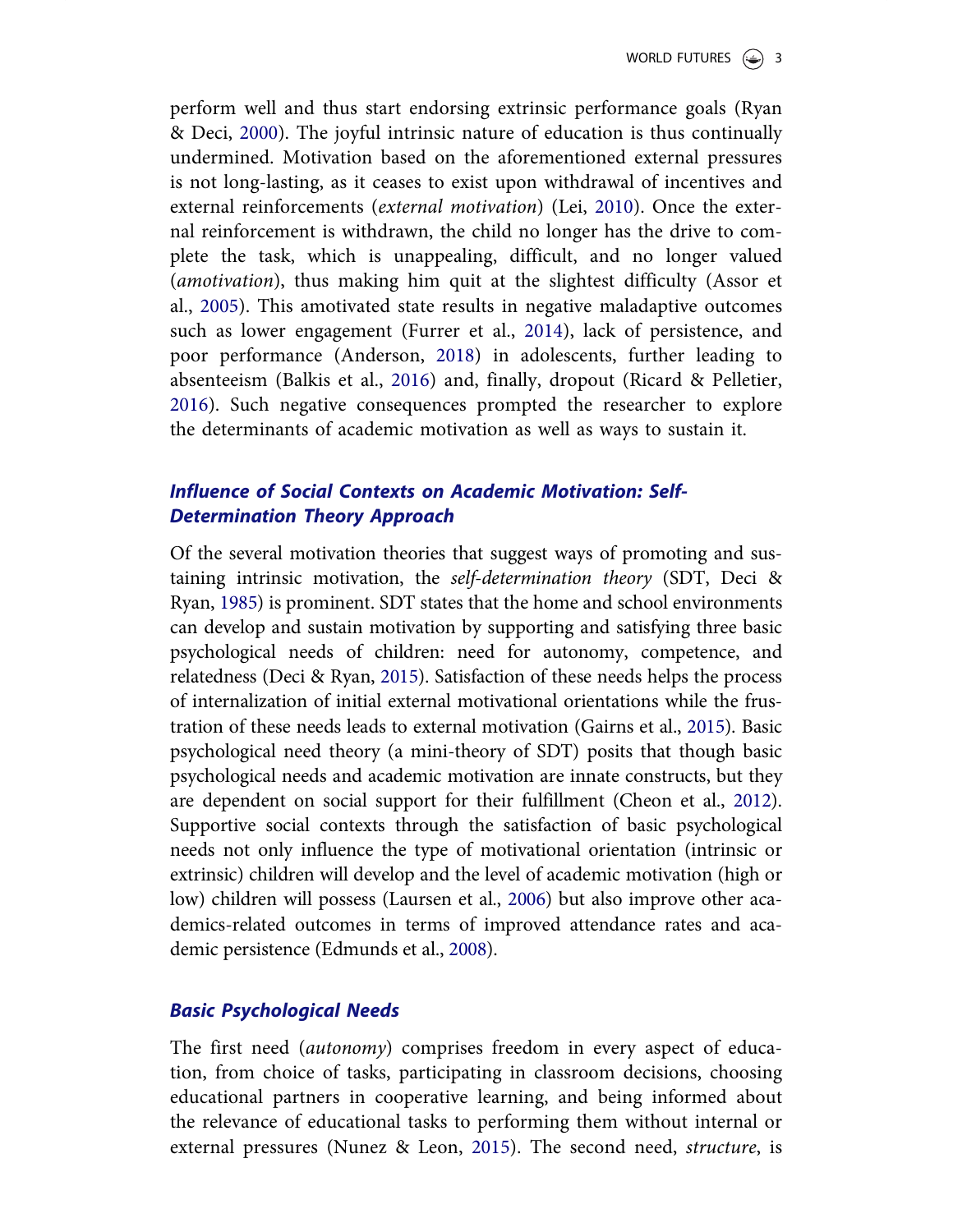perform well and thus start endorsing extrinsic performance goals (Ryan & Deci, 2000). The joyful intrinsic nature of education is thus continually undermined. Motivation based on the aforementioned external pressures is not long-lasting, as it ceases to exist upon withdrawal of incentives and external reinforcements (*external motivation*) (Lei, 2010). Once the external reinforcement is withdrawn, the child no longer has the drive to complete the task, which is unappealing, difficult, and no longer valued (*amotivation*), thus making him quit at the slightest difficulty (Assor et al., 2005). This amotivated state results in negative maladaptive outcomes such as lower engagement (Furrer et al., 2014), lack of persistence, and poor performance (Anderson, 2018) in adolescents, further leading to absenteeism (Balkis et al., 2016) and, finally, dropout (Ricard & Pelletier, 2016). Such negative consequences prompted the researcher to explore the determinants of academic motivation as well as ways to sustain it.

### *Influence of Social Contexts on Academic Motivation: Self-Determination Theory Approach*

Of the several motivation theories that suggest ways of promoting and sustaining intrinsic motivation, the *self-determination theory* (SDT, Deci & Ryan, 1985) is prominent. SDT states that the home and school environments can develop and sustain motivation by supporting and satisfying three basic psychological needs of children: need for autonomy, competence, and relatedness (Deci & Ryan, 2015). Satisfaction of these needs helps the process of internalization of initial external motivational orientations while the frustration of these needs leads to external motivation (Gairns et al., 2015). Basic psychological need theory (a mini-theory of SDT) posits that though basic psychological needs and academic motivation are innate constructs, but they are dependent on social support for their fulfillment (Cheon et al., 2012). Supportive social contexts through the satisfaction of basic psychological needs not only influence the type of motivational orientation (intrinsic or extrinsic) children will develop and the level of academic motivation (high or low) children will possess (Laursen et al., 2006) but also improve other academics-related outcomes in terms of improved attendance rates and academic persistence (Edmunds et al., 2008).

### *Basic Psychological Needs*

The first need (*autonomy*) comprises freedom in every aspect of education, from choice of tasks, participating in classroom decisions, choosing educational partners in cooperative learning, and being informed about the relevance of educational tasks to performing them without internal or external pressures (Nunez & Leon, 2015). The second need, *structure*, is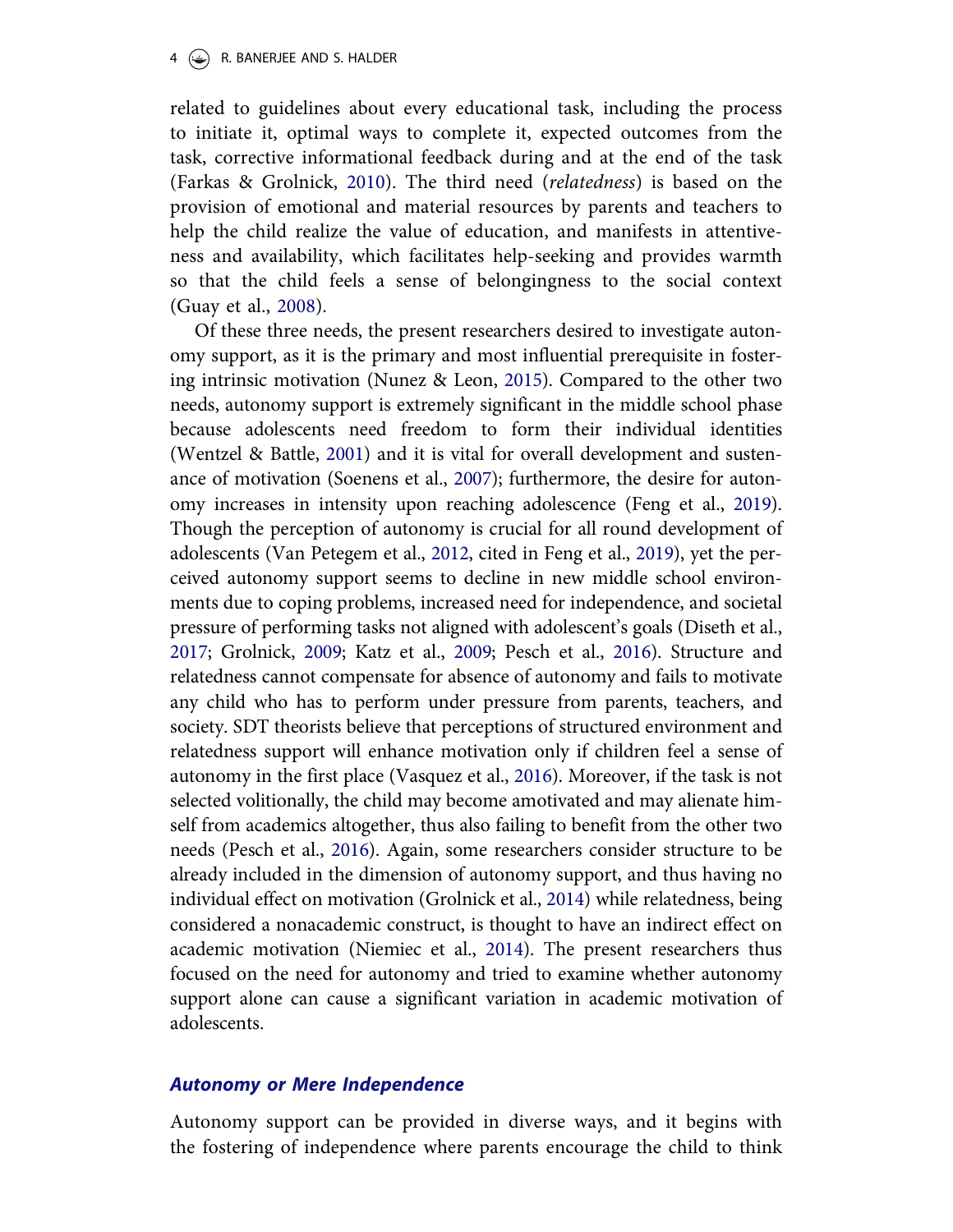related to guidelines about every educational task, including the process to initiate it, optimal ways to complete it, expected outcomes from the task, corrective informational feedback during and at the end of the task (Farkas & Grolnick, 2010). The third need (*relatedness*) is based on the provision of emotional and material resources by parents and teachers to help the child realize the value of education, and manifests in attentiveness and availability, which facilitates help-seeking and provides warmth so that the child feels a sense of belongingness to the social context (Guay et al., 2008).

Of these three needs, the present researchers desired to investigate autonomy support, as it is the primary and most influential prerequisite in fostering intrinsic motivation (Nunez & Leon, 2015). Compared to the other two needs, autonomy support is extremely significant in the middle school phase because adolescents need freedom to form their individual identities (Wentzel & Battle, 2001) and it is vital for overall development and sustenance of motivation (Soenens et al., 2007); furthermore, the desire for autonomy increases in intensity upon reaching adolescence (Feng et al., 2019). Though the perception of autonomy is crucial for all round development of adolescents (Van Petegem et al., 2012, cited in Feng et al., 2019), yet the perceived autonomy support seems to decline in new middle school environments due to coping problems, increased need for independence, and societal pressure of performing tasks not aligned with adolescent's goals (Diseth et al., 2017; Grolnick, 2009; Katz et al., 2009; Pesch et al., 2016). Structure and relatedness cannot compensate for absence of autonomy and fails to motivate any child who has to perform under pressure from parents, teachers, and society. SDT theorists believe that perceptions of structured environment and relatedness support will enhance motivation only if children feel a sense of autonomy in the first place (Vasquez et al., 2016). Moreover, if the task is not selected volitionally, the child may become amotivated and may alienate himself from academics altogether, thus also failing to benefit from the other two needs (Pesch et al., 2016). Again, some researchers consider structure to be already included in the dimension of autonomy support, and thus having no individual effect on motivation (Grolnick et al., 2014) while relatedness, being considered a nonacademic construct, is thought to have an indirect effect on academic motivation (Niemiec et al., 2014). The present researchers thus focused on the need for autonomy and tried to examine whether autonomy support alone can cause a significant variation in academic motivation of adolescents.

### *Autonomy or Mere Independence*

Autonomy support can be provided in diverse ways, and it begins with the fostering of independence where parents encourage the child to think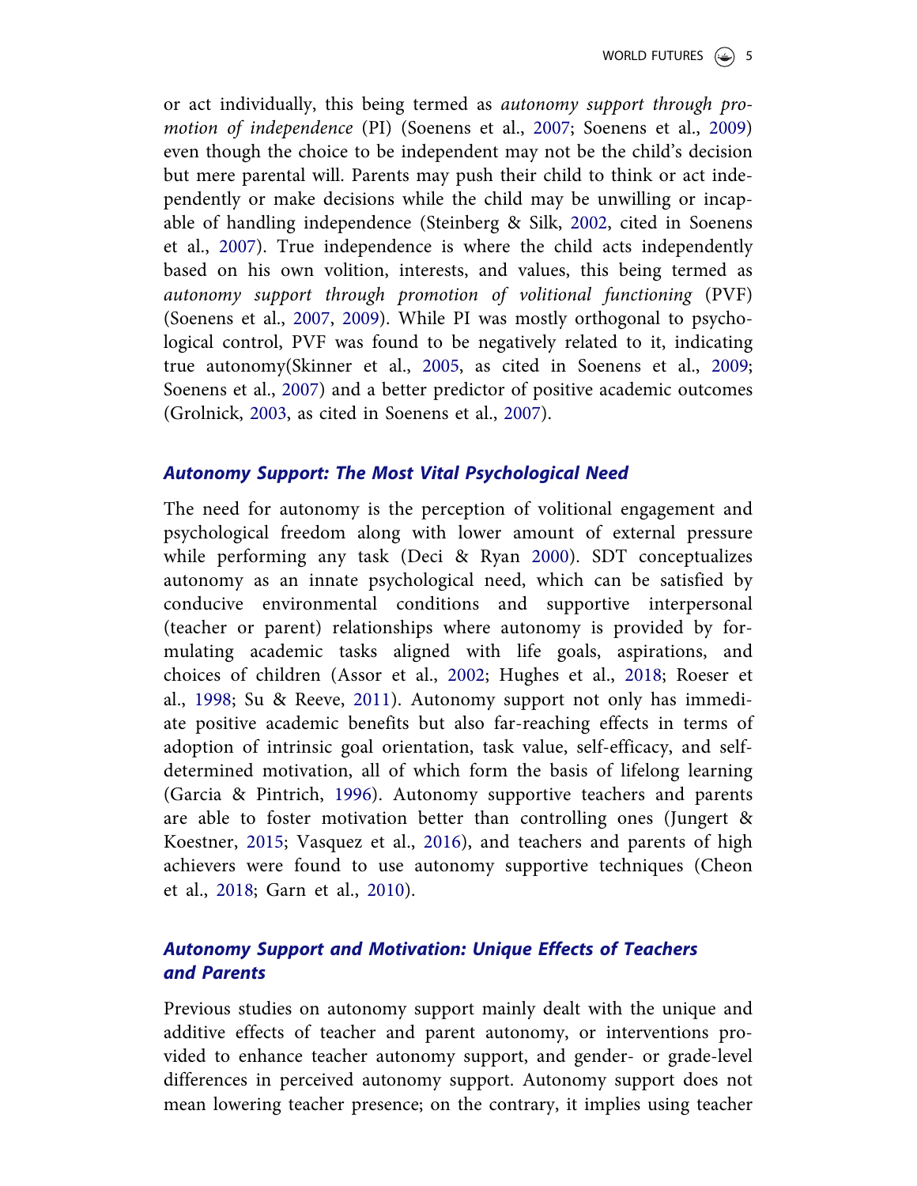or act individually, this being termed as *autonomy support through promotion of independence* (PI) (Soenens et al., 2007; Soenens et al., 2009) even though the choice to be independent may not be the child's decision but mere parental will. Parents may push their child to think or act independently or make decisions while the child may be unwilling or incapable of handling independence (Steinberg & Silk, 2002, cited in Soenens et al., 2007). True independence is where the child acts independently based on his own volition, interests, and values, this being termed as *autonomy support through promotion of volitional functioning* (PVF) (Soenens et al., 2007, 2009). While PI was mostly orthogonal to psychological control, PVF was found to be negatively related to it, indicating true autonomy(Skinner et al., 2005, as cited in Soenens et al., 2009; Soenens et al., 2007) and a better predictor of positive academic outcomes (Grolnick, 2003, as cited in Soenens et al., 2007).

### *Autonomy Support: The Most Vital Psychological Need*

The need for autonomy is the perception of volitional engagement and psychological freedom along with lower amount of external pressure while performing any task (Deci & Ryan 2000). SDT conceptualizes autonomy as an innate psychological need, which can be satisfied by conducive environmental conditions and supportive interpersonal (teacher or parent) relationships where autonomy is provided by formulating academic tasks aligned with life goals, aspirations, and choices of children (Assor et al., 2002; Hughes et al., 2018; Roeser et al., 1998; Su & Reeve, 2011). Autonomy support not only has immediate positive academic benefits but also far-reaching effects in terms of adoption of intrinsic goal orientation, task value, self-efficacy, and self-determined motivation, all of which form the basis of lifelong learning (Garcia & Pintrich, 1996). Autonomy supportive teachers and parents are able to foster motivation better than controlling ones (Jungert & Koestner, 2015; Vasquez et al., 2016), and teachers and parents of high achievers were found to use autonomy supportive techniques (Cheon et al., 2018; Garn et al., 2010).

### *Autonomy Support and Motivation: Unique Effects of Teachers and Parents*

Previous studies on autonomy support mainly dealt with the unique and additive effects of teacher and parent autonomy, or interventions provided to enhance teacher autonomy support, and gender- or grade-level differences in perceived autonomy support. Autonomy support does not mean lowering teacher presence; on the contrary, it implies using teacher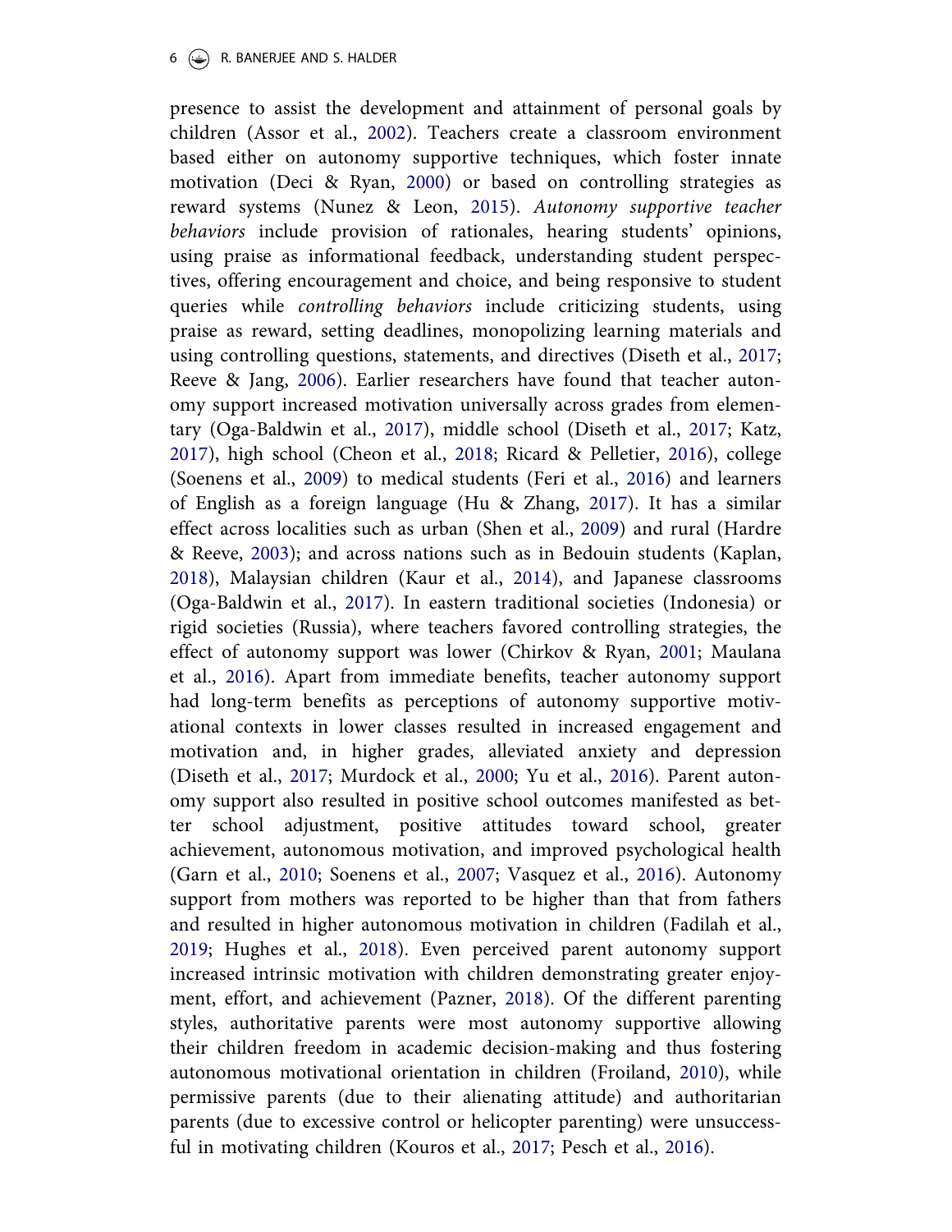presence to assist the development and attainment of personal goals by children (Assor et al., 2002). Teachers create a classroom environment based either on autonomy supportive techniques, which foster innate motivation (Deci & Ryan, 2000) or based on controlling strategies as reward systems (Nunez & Leon, 2015). *Autonomy supportive teacher behaviors* include provision of rationales, hearing students' opinions, using praise as informational feedback, understanding student perspectives, offering encouragement and choice, and being responsive to student queries while *controlling behaviors* include criticizing students, using praise as reward, setting deadlines, monopolizing learning materials and using controlling questions, statements, and directives (Diseth et al., 2017; Reeve & Jang, 2006). Earlier researchers have found that teacher autonomy support increased motivation universally across grades from elementary (Oga-Baldwin et al., 2017), middle school (Diseth et al., 2017; Katz, 2017), high school (Cheon et al., 2018; Ricard & Pelletier, 2016), college (Soenens et al., 2009) to medical students (Feri et al., 2016) and learners of English as a foreign language (Hu & Zhang, 2017). It has a similar effect across localities such as urban (Shen et al., 2009) and rural (Hardre & Reeve, 2003); and across nations such as in Bedouin students (Kaplan, 2018), Malaysian children (Kaur et al., 2014), and Japanese classrooms (Oga-Baldwin et al., 2017). In eastern traditional societies (Indonesia) or rigid societies (Russia), where teachers favored controlling strategies, the effect of autonomy support was lower (Chirkov & Ryan, 2001; Maulana et al., 2016). Apart from immediate benefits, teacher autonomy support had long-term benefits as perceptions of autonomy supportive motivational contexts in lower classes resulted in increased engagement and motivation and, in higher grades, alleviated anxiety and depression (Diseth et al., 2017; Murdock et al., 2000; Yu et al., 2016). Parent autonomy support also resulted in positive school outcomes manifested as better school adjustment, positive attitudes toward school, greater achievement, autonomous motivation, and improved psychological health (Garn et al., 2010; Soenens et al., 2007; Vasquez et al., 2016). Autonomy support from mothers was reported to be higher than that from fathers and resulted in higher autonomous motivation in children (Fadilah et al., 2019; Hughes et al., 2018). Even perceived parent autonomy support increased intrinsic motivation with children demonstrating greater enjoyment, effort, and achievement (Pazner, 2018). Of the different parenting styles, authoritative parents were most autonomy supportive allowing their children freedom in academic decision-making and thus fostering autonomous motivational orientation in children (Froiland, 2010), while permissive parents (due to their alienating attitude) and authoritarian parents (due to excessive control or helicopter parenting) were unsuccessful in motivating children (Kouros et al., 2017; Pesch et al., 2016).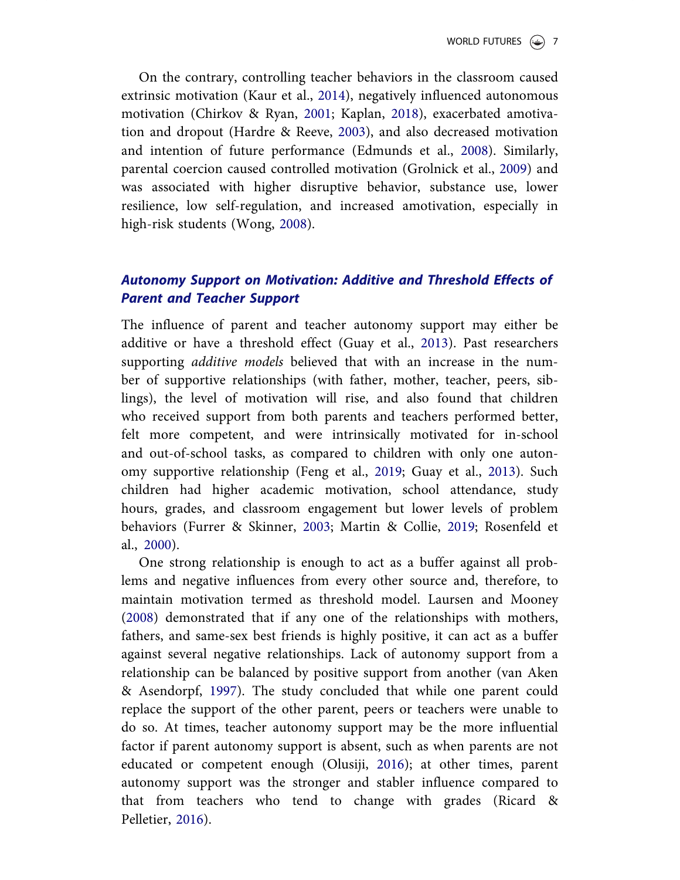On the contrary, controlling teacher behaviors in the classroom caused extrinsic motivation (Kaur et al., 2014), negatively influenced autonomous motivation (Chirkov & Ryan, 2001; Kaplan, 2018), exacerbated amotivation and dropout (Hardre & Reeve, 2003), and also decreased motivation and intention of future performance (Edmunds et al., 2008). Similarly, parental coercion caused controlled motivation (Grolnick et al., 2009) and was associated with higher disruptive behavior, substance use, lower resilience, low self-regulation, and increased amotivation, especially in high-risk students (Wong, 2008).

### *Autonomy Support on Motivation: Additive and Threshold Effects of Parent and Teacher Support*

The influence of parent and teacher autonomy support may either be additive or have a threshold effect (Guay et al., 2013). Past researchers supporting *additive models* believed that with an increase in the number of supportive relationships (with father, mother, teacher, peers, siblings), the level of motivation will rise, and also found that children who received support from both parents and teachers performed better, felt more competent, and were intrinsically motivated for in-school and out-of-school tasks, as compared to children with only one autonomy supportive relationship (Feng et al., 2019; Guay et al., 2013). Such children had higher academic motivation, school attendance, study hours, grades, and classroom engagement but lower levels of problem behaviors (Furrer & Skinner, 2003; Martin & Collie, 2019; Rosenfeld et al., 2000).

One strong relationship is enough to act as a buffer against all problems and negative influences from every other source and, therefore, to maintain motivation termed as threshold model. Laursen and Mooney (2008) demonstrated that if any one of the relationships with mothers, fathers, and same-sex best friends is highly positive, it can act as a buffer against several negative relationships. Lack of autonomy support from a relationship can be balanced by positive support from another (van Aken & Asendorpf, 1997). The study concluded that while one parent could replace the support of the other parent, peers or teachers were unable to do so. At times, teacher autonomy support may be the more influential factor if parent autonomy support is absent, such as when parents are not educated or competent enough (Olusiji, 2016); at other times, parent autonomy support was the stronger and stabler influence compared to that from teachers who tend to change with grades (Ricard & Pelletier, 2016).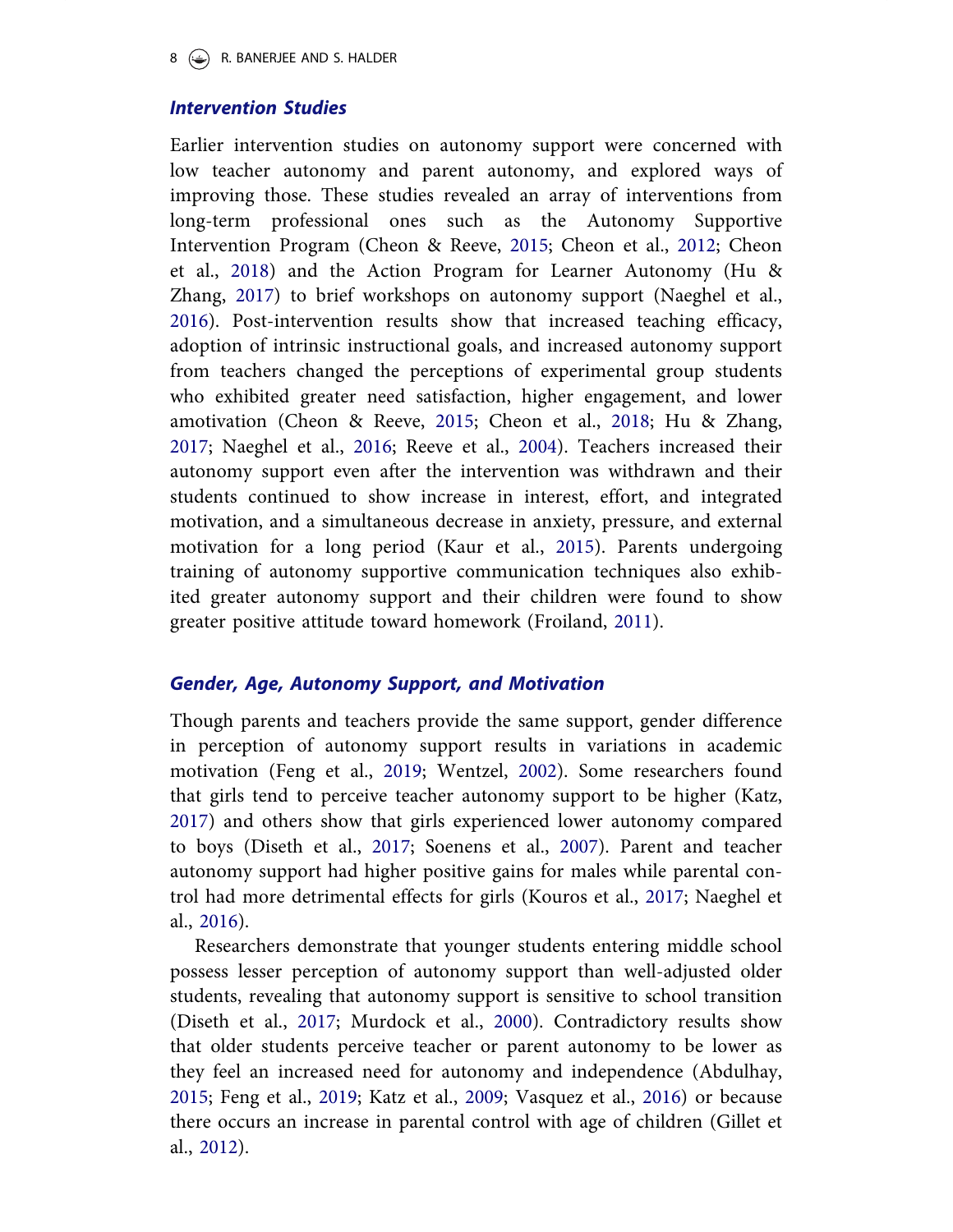### Intervention Studies

Earlier intervention studies on autonomy support were concerned with low teacher autonomy and parent autonomy, and explored ways of improving those. These studies revealed an array of interventions from long-term professional ones such as the Autonomy Supportive Intervention Program (Cheon & Reeve, 2015; Cheon et al., 2012; Cheon et al., 2018) and the Action Program for Learner Autonomy (Hu & Zhang, 2017) to brief workshops on autonomy support (Naeghel et al., 2016). Post-intervention results show that increased teaching efficacy, adoption of intrinsic instructional goals, and increased autonomy support from teachers changed the perceptions of experimental group students who exhibited greater need satisfaction, higher engagement, and lower amotivation (Cheon & Reeve, 2015; Cheon et al., 2018; Hu & Zhang, 2017; Naeghel et al., 2016; Reeve et al., 2004). Teachers increased their autonomy support even after the intervention was withdrawn and their students continued to show increase in interest, effort, and integrated motivation, and a simultaneous decrease in anxiety, pressure, and external motivation for a long period (Kaur et al., 2015). Parents undergoing training of autonomy supportive communication techniques also exhibited greater autonomy support and their children were found to show greater positive attitude toward homework (Froiland, 2011).

### Gender, Age, Autonomy Support, and Motivation

Though parents and teachers provide the same support, gender difference in perception of autonomy support results in variations in academic motivation (Feng et al., 2019; Wentzel, 2002). Some researchers found that girls tend to perceive teacher autonomy support to be higher (Katz, 2017) and others show that girls experienced lower autonomy compared to boys (Diseth et al., 2017; Soenens et al., 2007). Parent and teacher autonomy support had higher positive gains for males while parental control had more detrimental effects for girls (Kouros et al., 2017; Naeghel et al., 2016).

Researchers demonstrate that younger students entering middle school possess lesser perception of autonomy support than well-adjusted older students, revealing that autonomy support is sensitive to school transition (Diseth et al., 2017; Murdock et al., 2000). Contradictory results show that older students perceive teacher or parent autonomy to be lower as they feel an increased need for autonomy and independence (Abdulhay, 2015; Feng et al., 2019; Katz et al., 2009; Vasquez et al., 2016) or because there occurs an increase in parental control with age of children (Gillet et al., 2012).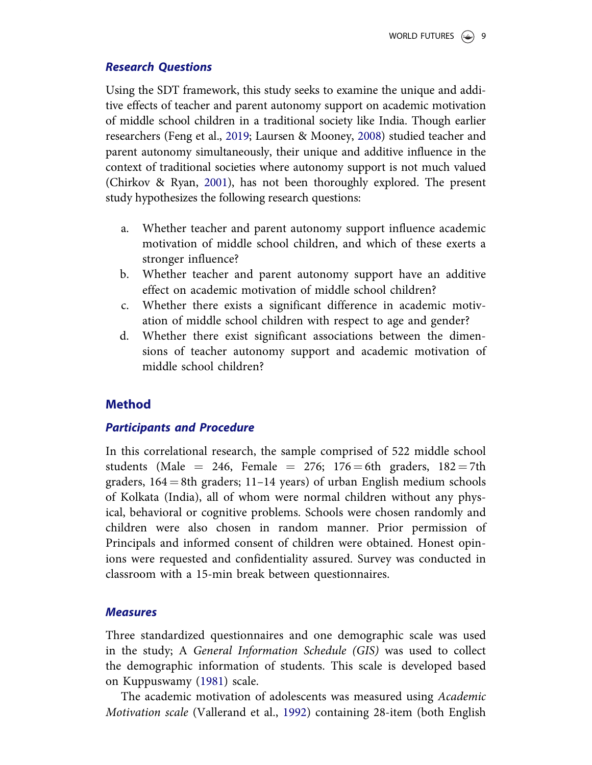### Research Questions

Using the SDT framework, this study seeks to examine the unique and additive effects of teacher and parent autonomy support on academic motivation of middle school children in a traditional society like India. Though earlier researchers (Feng et al., 2019; Laursen & Mooney, 2008) studied teacher and parent autonomy simultaneously, their unique and additive influence in the context of traditional societies where autonomy support is not much valued (Chirkov & Ryan, 2001), has not been thoroughly explored. The present study hypothesizes the following research questions:

a. Whether teacher and parent autonomy support influence academic motivation of middle school children, and which of these exerts a stronger influence?
b. Whether teacher and parent autonomy support have an additive effect on academic motivation of middle school children?
c. Whether there exists a significant difference in academic motivation of middle school children with respect to age and gender?
d. Whether there exist significant associations between the dimensions of teacher autonomy support and academic motivation of middle school children?

## Method

### Participants and Procedure

In this correlational research, the sample comprised of 522 middle school students (Male = 246, Female = 276; 176 = 6th graders, 182 = 7th graders, 164 = 8th graders; 11–14 years) of urban English medium schools of Kolkata (India), all of whom were normal children without any physical, behavioral or cognitive problems. Schools were chosen randomly and children were also chosen in random manner. Prior permission of Principals and informed consent of children were obtained. Honest opinions were requested and confidentiality assured. Survey was conducted in classroom with a 15-min break between questionnaires.

### Measures

Three standardized questionnaires and one demographic scale was used in the study; A *General Information Schedule (GIS)* was used to collect the demographic information of students. This scale is developed based on Kuppuswamy (1981) scale.

The academic motivation of adolescents was measured using *Academic Motivation scale* (Vallerand et al., 1992) containing 28-item (both English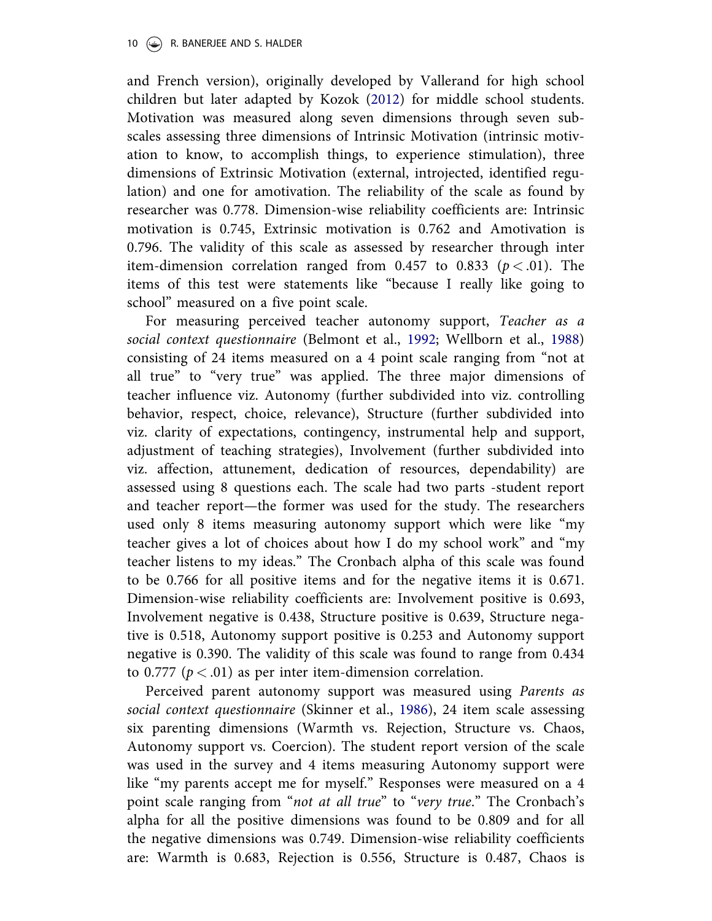and French version), originally developed by Vallerand for high school children but later adapted by Kozok (2012) for middle school students. Motivation was measured along seven dimensions through seven subscales assessing three dimensions of Intrinsic Motivation (intrinsic motivation to know, to accomplish things, to experience stimulation), three dimensions of Extrinsic Motivation (external, introjected, identified regulation) and one for amotivation. The reliability of the scale as found by researcher was 0.778. Dimension-wise reliability coefficients are: Intrinsic motivation is 0.745, Extrinsic motivation is 0.762 and Amotivation is 0.796. The validity of this scale as assessed by researcher through inter item-dimension correlation ranged from 0.457 to 0.833 ($p < .01$). The items of this test were statements like "because I really like going to school" measured on a five point scale.

For measuring perceived teacher autonomy support, *Teacher as a social context questionnaire* (Belmont et al., 1992; Wellborn et al., 1988) consisting of 24 items measured on a 4 point scale ranging from "not at all true" to "very true" was applied. The three major dimensions of teacher influence viz. Autonomy (further subdivided into viz. controlling behavior, respect, choice, relevance), Structure (further subdivided into viz. clarity of expectations, contingency, instrumental help and support, adjustment of teaching strategies), Involvement (further subdivided into viz. affection, attunement, dedication of resources, dependability) are assessed using 8 questions each. The scale had two parts -student report and teacher report—the former was used for the study. The researchers used only 8 items measuring autonomy support which were like "my teacher gives a lot of choices about how I do my school work" and "my teacher listens to my ideas." The Cronbach alpha of this scale was found to be 0.766 for all positive items and for the negative items it is 0.671. Dimension-wise reliability coefficients are: Involvement positive is 0.693, Involvement negative is 0.438, Structure positive is 0.639, Structure negative is 0.518, Autonomy support positive is 0.253 and Autonomy support negative is 0.390. The validity of this scale was found to range from 0.434 to 0.777 ($p < .01$) as per inter item-dimension correlation.

Perceived parent autonomy support was measured using *Parents as social context questionnaire* (Skinner et al., 1986), 24 item scale assessing six parenting dimensions (Warmth vs. Rejection, Structure vs. Chaos, Autonomy support vs. Coercion). The student report version of the scale was used in the survey and 4 items measuring Autonomy support were like "my parents accept me for myself." Responses were measured on a 4 point scale ranging from "*not at all true*" to "*very true*." The Cronbach's alpha for all the positive dimensions was found to be 0.809 and for all the negative dimensions was 0.749. Dimension-wise reliability coefficients are: Warmth is 0.683, Rejection is 0.556, Structure is 0.487, Chaos is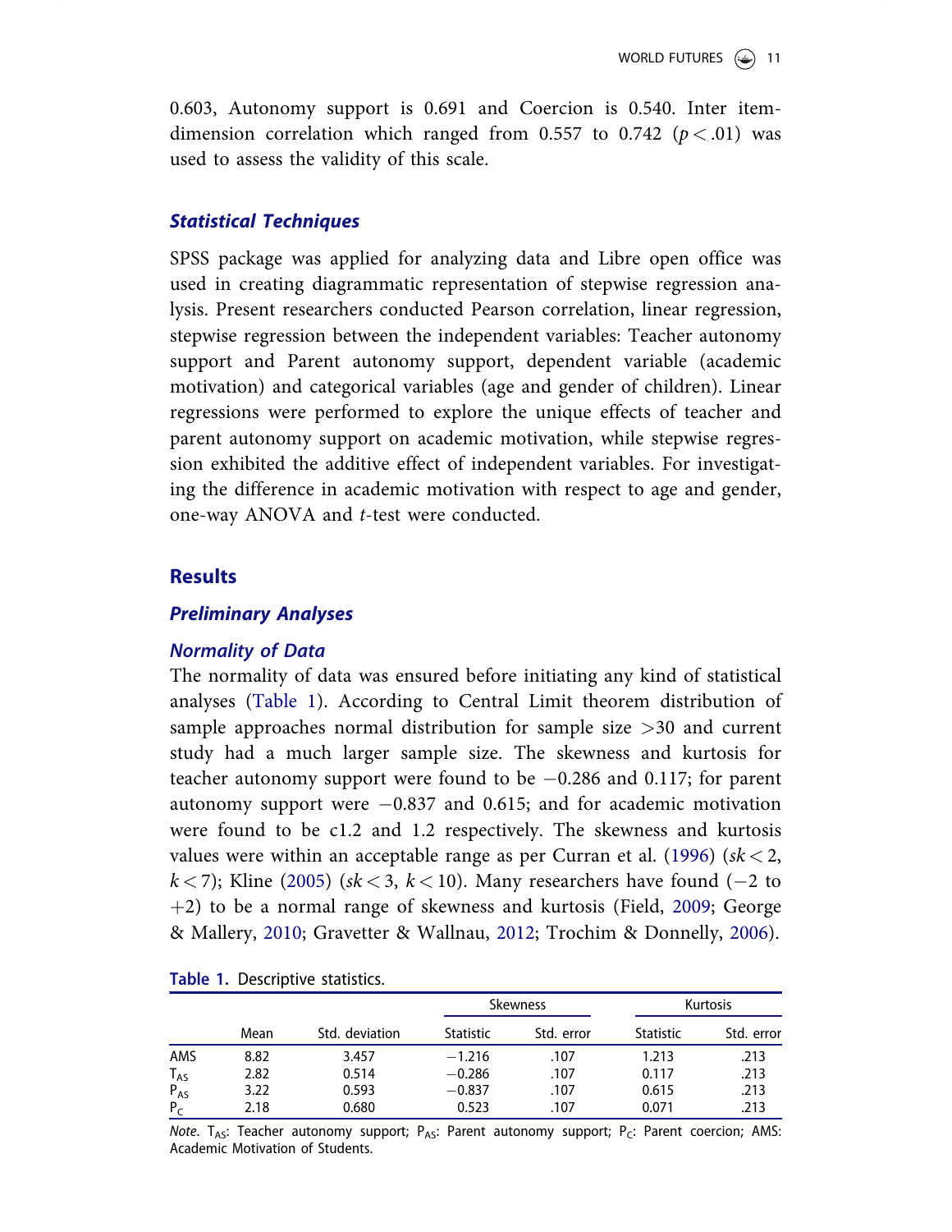0.603, Autonomy support is 0.691 and Coercion is 0.540. Inter item-dimension correlation which ranged from 0.557 to 0.742 ($p < .01$) was used to assess the validity of this scale.

### *Statistical Techniques*

SPSS package was applied for analyzing data and Libre open office was used in creating diagrammatic representation of stepwise regression analysis. Present researchers conducted Pearson correlation, linear regression, stepwise regression between the independent variables: Teacher autonomy support and Parent autonomy support, dependent variable (academic motivation) and categorical variables (age and gender of children). Linear regressions were performed to explore the unique effects of teacher and parent autonomy support on academic motivation, while stepwise regression exhibited the additive effect of independent variables. For investigating the difference in academic motivation with respect to age and gender, one-way ANOVA and *t*-test were conducted.

## Results

### *Preliminary Analyses*

#### *Normality of Data*

The normality of data was ensured before initiating any kind of statistical analyses (Table 1). According to Central Limit theorem distribution of sample approaches normal distribution for sample size >30 and current study had a much larger sample size. The skewness and kurtosis for teacher autonomy support were found to be −0.286 and 0.117; for parent autonomy support were −0.837 and 0.615; and for academic motivation were found to be c1.2 and 1.2 respectively. The skewness and kurtosis values were within an acceptable range as per Curran et al. (1996) ($sk < 2$, $k < 7$); Kline (2005) ($sk < 3$, $k < 10$). Many researchers have found (−2 to +2) to be a normal range of skewness and kurtosis (Field, 2009; George & Mallery, 2010; Gravetter & Wallnau, 2012; Trochim & Donnelly, 2006).

**Table 1.** Descriptive statistics.

| | | | Skewness | | Kurtosis | |
|---|---|---|---|---|---|---|
| | Mean | Std. deviation | Statistic | Std. error | Statistic | Std. error |
| AMS | 8.82 | 3.457 | −1.216 | .107 | 1.213 | .213 |
| $T_{AS}$ | 2.82 | 0.514 | −0.286 | .107 | 0.117 | .213 |
| $P_{AS}$ | 3.22 | 0.593 | −0.837 | .107 | 0.615 | .213 |
| $P_C$ | 2.18 | 0.680 | 0.523 | .107 | 0.071 | .213 |

*Note*. $T_{AS}$: Teacher autonomy support; $P_{AS}$: Parent autonomy support; $P_C$: Parent coercion; AMS: Academic Motivation of Students.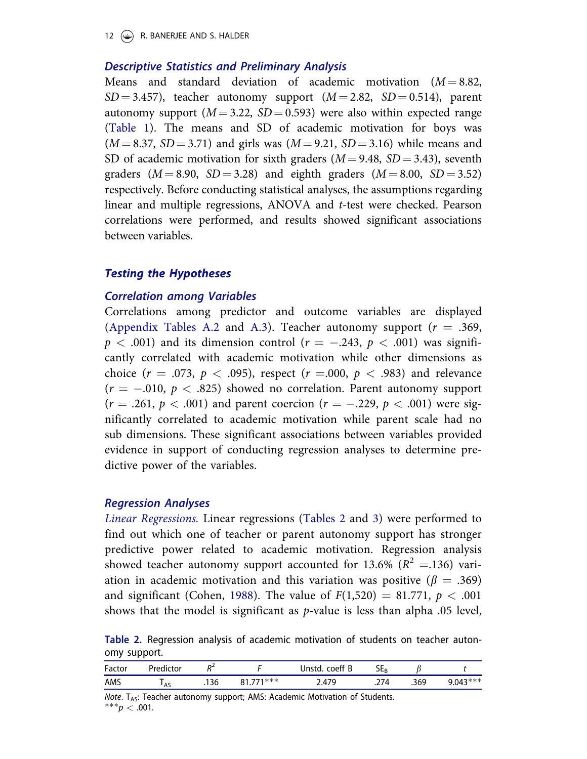### *Descriptive Statistics and Preliminary Analysis*

Means and standard deviation of academic motivation ($M = 8.82$, $SD = 3.457$), teacher autonomy support ($M = 2.82$, $SD = 0.514$), parent autonomy support ($M = 3.22$, $SD = 0.593$) were also within expected range (Table 1). The means and SD of academic motivation for boys was ($M = 8.37$, $SD = 3.71$) and girls was ($M = 9.21$, $SD = 3.16$) while means and SD of academic motivation for sixth graders ($M = 9.48$, $SD = 3.43$), seventh graders ($M = 8.90$, $SD = 3.28$) and eighth graders ($M = 8.00$, $SD = 3.52$) respectively. Before conducting statistical analyses, the assumptions regarding linear and multiple regressions, ANOVA and *t*-test were checked. Pearson correlations were performed, and results showed significant associations between variables.

### *Testing the Hypotheses*

### *Correlation among Variables*

Correlations among predictor and outcome variables are displayed (Appendix Tables A.2 and A.3). Teacher autonomy support ($r = .369$, $p < .001$) and its dimension control ($r = -.243$, $p < .001$) was significantly correlated with academic motivation while other dimensions as choice ($r = .073$, $p < .095$), respect ($r = .000$, $p < .983$) and relevance ($r = -.010$, $p < .825$) showed no correlation. Parent autonomy support ($r = .261$, $p < .001$) and parent coercion ($r = -.229$, $p < .001$) were significantly correlated to academic motivation while parent scale had no sub dimensions. These significant associations between variables provided evidence in support of conducting regression analyses to determine predictive power of the variables.

### *Regression Analyses*

*Linear Regressions.* Linear regressions (Tables 2 and 3) were performed to find out which one of teacher or parent autonomy support has stronger predictive power related to academic motivation. Regression analysis showed teacher autonomy support accounted for 13.6% ($R^2 = .136$) variation in academic motivation and this variation was positive ($\beta = .369$) and significant (Cohen, 1988). The value of $F(1,520) = 81.771$, $p < .001$ shows that the model is significant as *p*-value is less than alpha .05 level,

**Table 2.** Regression analysis of academic motivation of students on teacher autonomy support.

| Factor | Predictor | $R^2$ | $F$ | Unstd. coeff B | $SE_B$ | $\beta$ | $t$ |
|---|---|---|---|---|---|---|---|
| AMS | $T_{AS}$ | .136 | 81.771*** | 2.479 | .274 | .369 | 9.043*** |

*Note*. $T_{AS}$: Teacher autonomy support; AMS: Academic Motivation of Students.
***$p < .001$.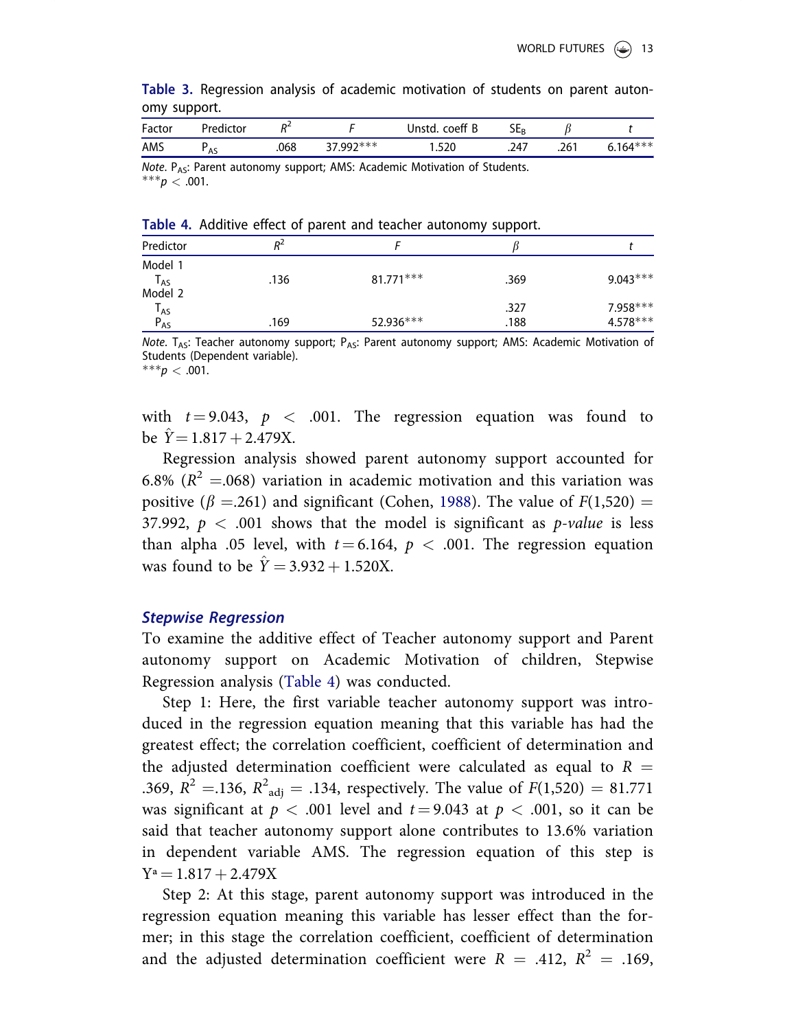**Table 3.** Regression analysis of academic motivation of students on parent autonomy support.

| Factor | Predictor | $R^2$ | $F$ | Unstd. coeff B | $SE_B$ | $\beta$ | $t$ |
|---|---|---|---|---|---|---|---|
| AMS | $P_{AS}$ | .068 | 37.992*** | 1.520 | .247 | .261 | 6.164*** |

*Note.* $P_{AS}$: Parent autonomy support; AMS: Academic Motivation of Students.
***$p < .001$.

**Table 4.** Additive effect of parent and teacher autonomy support.

| Predictor | $R^2$ | $F$ | $\beta$ | $t$ |
|---|---|---|---|---|
| Model 1 | | | | |
| $T_{AS}$ | .136 | 81.771*** | .369 | 9.043*** |
| Model 2 | | | | |
| $T_{AS}$ | | | .327 | 7.958*** |
| $P_{AS}$ | .169 | 52.936*** | .188 | 4.578*** |

*Note.* $T_{AS}$: Teacher autonomy support; $P_{AS}$: Parent autonomy support; AMS: Academic Motivation of Students (Dependent variable).
***$p < .001$.

with $t = 9.043$, $p < .001$. The regression equation was found to be $\hat{Y} = 1.817 + 2.479X$.

Regression analysis showed parent autonomy support accounted for 6.8% ($R^2 = .068$) variation in academic motivation and this variation was positive ($\beta = .261$) and significant (Cohen, 1988). The value of $F(1,520) = 37.992$, $p < .001$ shows that the model is significant as *p-value* is less than alpha .05 level, with $t = 6.164$, $p < .001$. The regression equation was found to be $\hat{Y} = 3.932 + 1.520X$.

### *Stepwise Regression*

To examine the additive effect of Teacher autonomy support and Parent autonomy support on Academic Motivation of children, Stepwise Regression analysis (Table 4) was conducted.

Step 1: Here, the first variable teacher autonomy support was introduced in the regression equation meaning that this variable has had the greatest effect; the correlation coefficient, coefficient of determination and the adjusted determination coefficient were calculated as equal to $R = .369$, $R^2 = .136$, $R^2_{adj} = .134$, respectively. The value of $F(1,520) = 81.771$ was significant at $p < .001$ level and $t = 9.043$ at $p < .001$, so it can be said that teacher autonomy support alone contributes to 13.6% variation in dependent variable AMS. The regression equation of this step is $Y^a = 1.817 + 2.479X$

Step 2: At this stage, parent autonomy support was introduced in the regression equation meaning this variable has lesser effect than the former; in this stage the correlation coefficient, coefficient of determination and the adjusted determination coefficient were $R = .412$, $R^2 = .169$,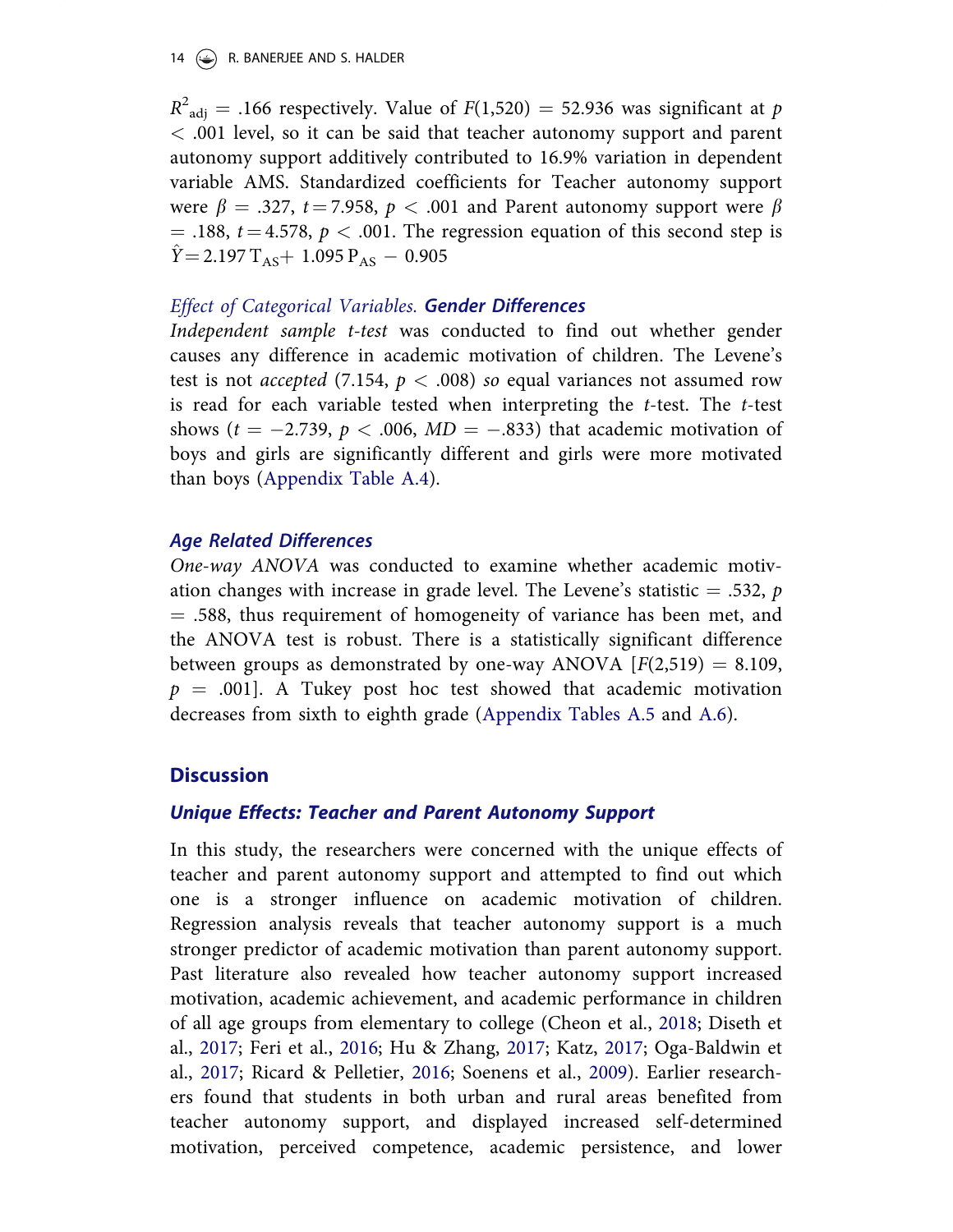$R^2_{adj}$ = .166 respectively. Value of $F(1,520) = 52.936$ was significant at $p < .001$ level, so it can be said that teacher autonomy support and parent autonomy support additively contributed to 16.9% variation in dependent variable AMS. Standardized coefficients for Teacher autonomy support were $\beta = .327$, $t = 7.958$, $p < .001$ and Parent autonomy support were $\beta = .188$, $t = 4.578$, $p < .001$. The regression equation of this second step is $\hat{Y} = 2.197\,T_{AS} + 1.095\,P_{AS} - 0.905$

### *Effect of Categorical Variables.* Gender Differences

*Independent sample t-test* was conducted to find out whether gender causes any difference in academic motivation of children. The Levene's test is not *accepted* (7.154, $p < .008$) *so* equal variances not assumed row is read for each variable tested when interpreting the *t*-test. The *t*-test shows ($t = -2.739$, $p < .006$, $MD = -.833$) that academic motivation of boys and girls are significantly different and girls were more motivated than boys (Appendix Table A.4).

### Age Related Differences

*One-way ANOVA* was conducted to examine whether academic motivation changes with increase in grade level. The Levene's statistic = .532, $p = .588$, thus requirement of homogeneity of variance has been met, and the ANOVA test is robust. There is a statistically significant difference between groups as demonstrated by one-way ANOVA [$F(2,519) = 8.109$, $p = .001$]. A Tukey post hoc test showed that academic motivation decreases from sixth to eighth grade (Appendix Tables A.5 and A.6).

## Discussion

### Unique Effects: Teacher and Parent Autonomy Support

In this study, the researchers were concerned with the unique effects of teacher and parent autonomy support and attempted to find out which one is a stronger influence on academic motivation of children. Regression analysis reveals that teacher autonomy support is a much stronger predictor of academic motivation than parent autonomy support. Past literature also revealed how teacher autonomy support increased motivation, academic achievement, and academic performance in children of all age groups from elementary to college (Cheon et al., 2018; Diseth et al., 2017; Feri et al., 2016; Hu & Zhang, 2017; Katz, 2017; Oga-Baldwin et al., 2017; Ricard & Pelletier, 2016; Soenens et al., 2009). Earlier researchers found that students in both urban and rural areas benefited from teacher autonomy support, and displayed increased self-determined motivation, perceived competence, academic persistence, and lower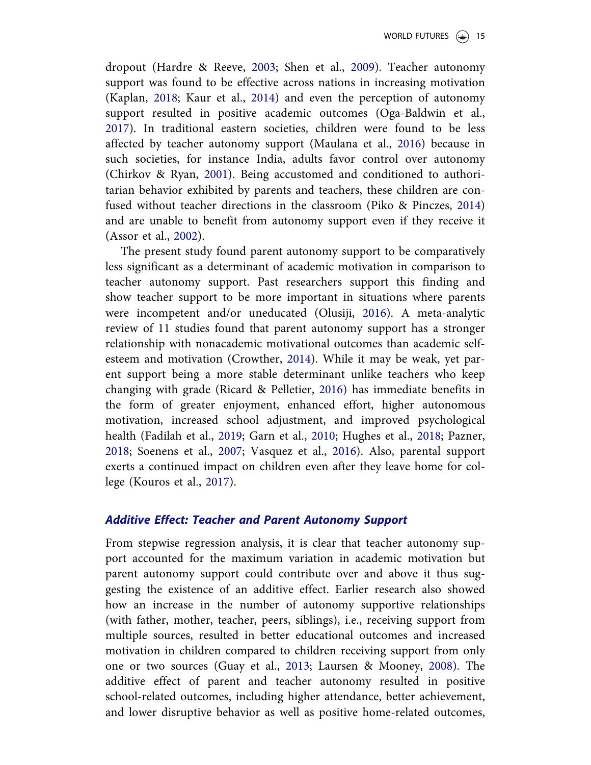dropout (Hardre & Reeve, 2003; Shen et al., 2009). Teacher autonomy support was found to be effective across nations in increasing motivation (Kaplan, 2018; Kaur et al., 2014) and even the perception of autonomy support resulted in positive academic outcomes (Oga-Baldwin et al., 2017). In traditional eastern societies, children were found to be less affected by teacher autonomy support (Maulana et al., 2016) because in such societies, for instance India, adults favor control over autonomy (Chirkov & Ryan, 2001). Being accustomed and conditioned to authoritarian behavior exhibited by parents and teachers, these children are confused without teacher directions in the classroom (Piko & Pinczes, 2014) and are unable to benefit from autonomy support even if they receive it (Assor et al., 2002).

The present study found parent autonomy support to be comparatively less significant as a determinant of academic motivation in comparison to teacher autonomy support. Past researchers support this finding and show teacher support to be more important in situations where parents were incompetent and/or uneducated (Olusiji, 2016). A meta-analytic review of 11 studies found that parent autonomy support has a stronger relationship with nonacademic motivational outcomes than academic self-esteem and motivation (Crowther, 2014). While it may be weak, yet parent support being a more stable determinant unlike teachers who keep changing with grade (Ricard & Pelletier, 2016) has immediate benefits in the form of greater enjoyment, enhanced effort, higher autonomous motivation, increased school adjustment, and improved psychological health (Fadilah et al., 2019; Garn et al., 2010; Hughes et al., 2018; Pazner, 2018; Soenens et al., 2007; Vasquez et al., 2016). Also, parental support exerts a continued impact on children even after they leave home for college (Kouros et al., 2017).

## *Additive Effect: Teacher and Parent Autonomy Support*

From stepwise regression analysis, it is clear that teacher autonomy support accounted for the maximum variation in academic motivation but parent autonomy support could contribute over and above it thus suggesting the existence of an additive effect. Earlier research also showed how an increase in the number of autonomy supportive relationships (with father, mother, teacher, peers, siblings), i.e., receiving support from multiple sources, resulted in better educational outcomes and increased motivation in children compared to children receiving support from only one or two sources (Guay et al., 2013; Laursen & Mooney, 2008). The additive effect of parent and teacher autonomy resulted in positive school-related outcomes, including higher attendance, better achievement, and lower disruptive behavior as well as positive home-related outcomes,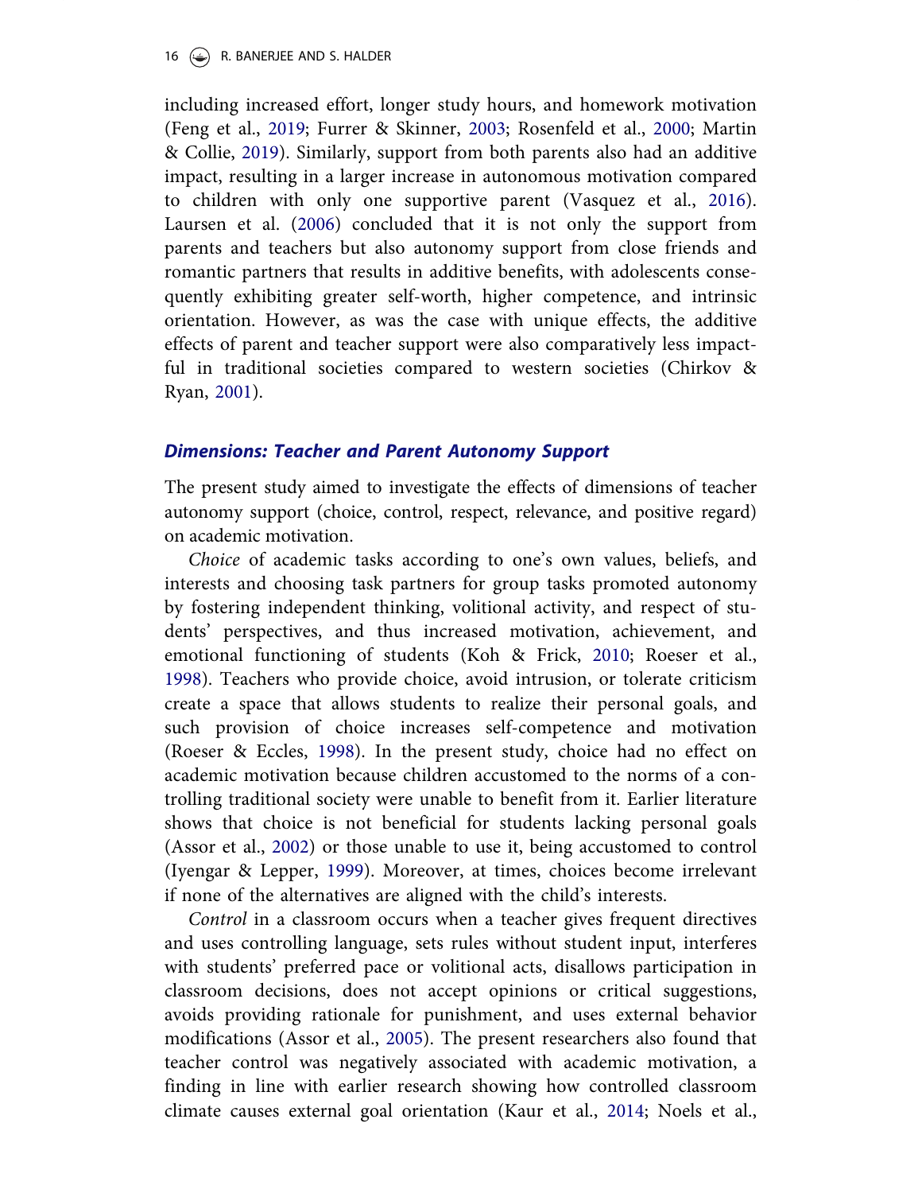including increased effort, longer study hours, and homework motivation (Feng et al., 2019; Furrer & Skinner, 2003; Rosenfeld et al., 2000; Martin & Collie, 2019). Similarly, support from both parents also had an additive impact, resulting in a larger increase in autonomous motivation compared to children with only one supportive parent (Vasquez et al., 2016). Laursen et al. (2006) concluded that it is not only the support from parents and teachers but also autonomy support from close friends and romantic partners that results in additive benefits, with adolescents consequently exhibiting greater self-worth, higher competence, and intrinsic orientation. However, as was the case with unique effects, the additive effects of parent and teacher support were also comparatively less impactful in traditional societies compared to western societies (Chirkov & Ryan, 2001).

## *Dimensions: Teacher and Parent Autonomy Support*

The present study aimed to investigate the effects of dimensions of teacher autonomy support (choice, control, respect, relevance, and positive regard) on academic motivation.

*Choice* of academic tasks according to one's own values, beliefs, and interests and choosing task partners for group tasks promoted autonomy by fostering independent thinking, volitional activity, and respect of students' perspectives, and thus increased motivation, achievement, and emotional functioning of students (Koh & Frick, 2010; Roeser et al., 1998). Teachers who provide choice, avoid intrusion, or tolerate criticism create a space that allows students to realize their personal goals, and such provision of choice increases self-competence and motivation (Roeser & Eccles, 1998). In the present study, choice had no effect on academic motivation because children accustomed to the norms of a controlling traditional society were unable to benefit from it. Earlier literature shows that choice is not beneficial for students lacking personal goals (Assor et al., 2002) or those unable to use it, being accustomed to control (Iyengar & Lepper, 1999). Moreover, at times, choices become irrelevant if none of the alternatives are aligned with the child's interests.

*Control* in a classroom occurs when a teacher gives frequent directives and uses controlling language, sets rules without student input, interferes with students' preferred pace or volitional acts, disallows participation in classroom decisions, does not accept opinions or critical suggestions, avoids providing rationale for punishment, and uses external behavior modifications (Assor et al., 2005). The present researchers also found that teacher control was negatively associated with academic motivation, a finding in line with earlier research showing how controlled classroom climate causes external goal orientation (Kaur et al., 2014; Noels et al.,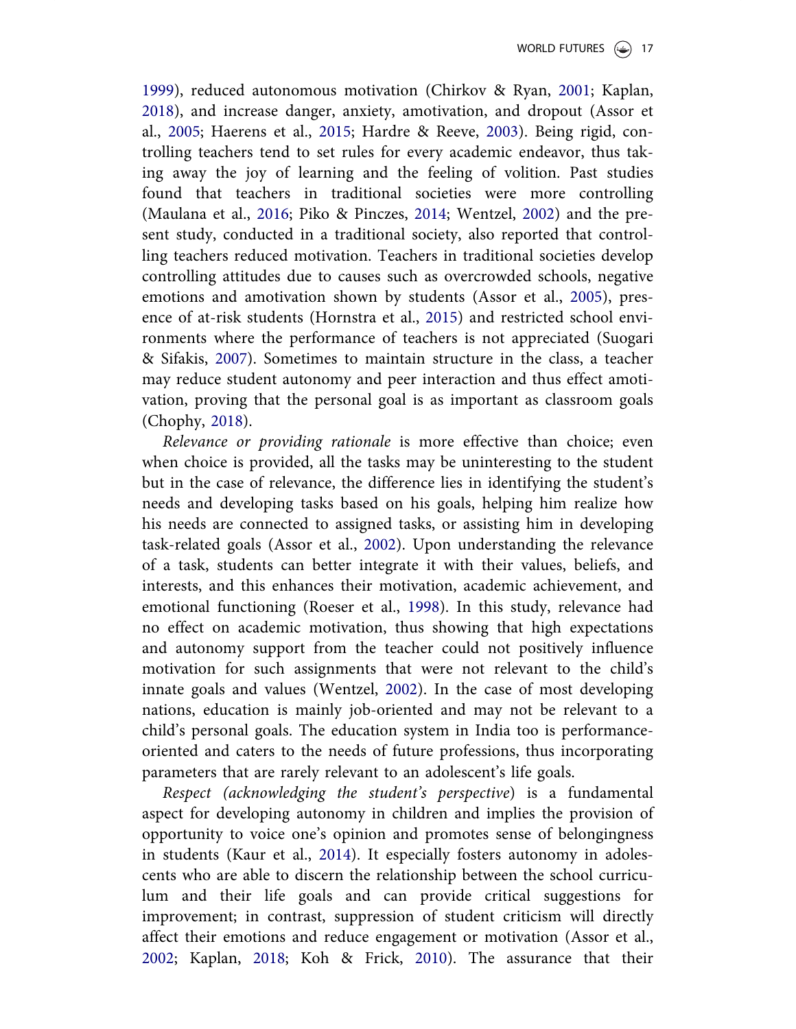1999), reduced autonomous motivation (Chirkov & Ryan, 2001; Kaplan, 2018), and increase danger, anxiety, amotivation, and dropout (Assor et al., 2005; Haerens et al., 2015; Hardre & Reeve, 2003). Being rigid, controlling teachers tend to set rules for every academic endeavor, thus taking away the joy of learning and the feeling of volition. Past studies found that teachers in traditional societies were more controlling (Maulana et al., 2016; Piko & Pinczes, 2014; Wentzel, 2002) and the present study, conducted in a traditional society, also reported that controlling teachers reduced motivation. Teachers in traditional societies develop controlling attitudes due to causes such as overcrowded schools, negative emotions and amotivation shown by students (Assor et al., 2005), presence of at-risk students (Hornstra et al., 2015) and restricted school environments where the performance of teachers is not appreciated (Suogari & Sifakis, 2007). Sometimes to maintain structure in the class, a teacher may reduce student autonomy and peer interaction and thus effect amotivation, proving that the personal goal is as important as classroom goals (Chophy, 2018).

*Relevance or providing rationale* is more effective than choice; even when choice is provided, all the tasks may be uninteresting to the student but in the case of relevance, the difference lies in identifying the student's needs and developing tasks based on his goals, helping him realize how his needs are connected to assigned tasks, or assisting him in developing task-related goals (Assor et al., 2002). Upon understanding the relevance of a task, students can better integrate it with their values, beliefs, and interests, and this enhances their motivation, academic achievement, and emotional functioning (Roeser et al., 1998). In this study, relevance had no effect on academic motivation, thus showing that high expectations and autonomy support from the teacher could not positively influence motivation for such assignments that were not relevant to the child's innate goals and values (Wentzel, 2002). In the case of most developing nations, education is mainly job-oriented and may not be relevant to a child's personal goals. The education system in India too is performance-oriented and caters to the needs of future professions, thus incorporating parameters that are rarely relevant to an adolescent's life goals.

*Respect (acknowledging the student's perspective)* is a fundamental aspect for developing autonomy in children and implies the provision of opportunity to voice one's opinion and promotes sense of belongingness in students (Kaur et al., 2014). It especially fosters autonomy in adolescents who are able to discern the relationship between the school curriculum and their life goals and can provide critical suggestions for improvement; in contrast, suppression of student criticism will directly affect their emotions and reduce engagement or motivation (Assor et al., 2002; Kaplan, 2018; Koh & Frick, 2010). The assurance that their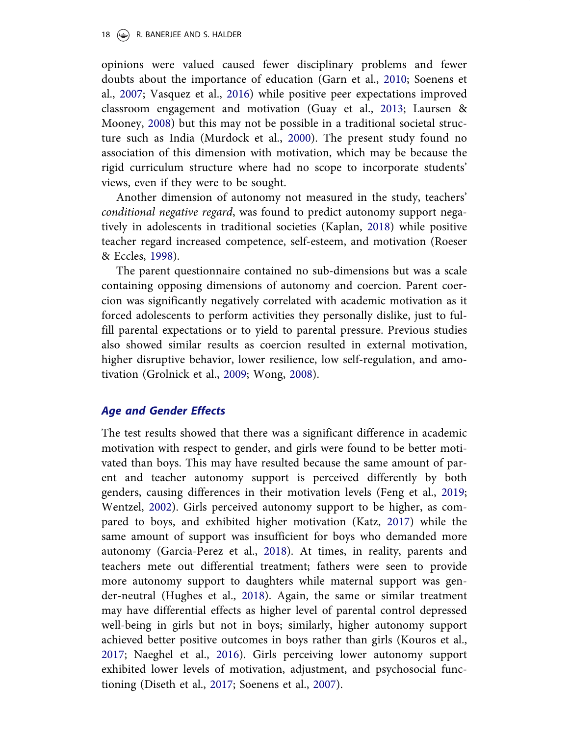opinions were valued caused fewer disciplinary problems and fewer doubts about the importance of education (Garn et al., 2010; Soenens et al., 2007; Vasquez et al., 2016) while positive peer expectations improved classroom engagement and motivation (Guay et al., 2013; Laursen & Mooney, 2008) but this may not be possible in a traditional societal structure such as India (Murdock et al., 2000). The present study found no association of this dimension with motivation, which may be because the rigid curriculum structure where had no scope to incorporate students' views, even if they were to be sought.

Another dimension of autonomy not measured in the study, teachers' *conditional negative regard*, was found to predict autonomy support negatively in adolescents in traditional societies (Kaplan, 2018) while positive teacher regard increased competence, self-esteem, and motivation (Roeser & Eccles, 1998).

The parent questionnaire contained no sub-dimensions but was a scale containing opposing dimensions of autonomy and coercion. Parent coercion was significantly negatively correlated with academic motivation as it forced adolescents to perform activities they personally dislike, just to fulfill parental expectations or to yield to parental pressure. Previous studies also showed similar results as coercion resulted in external motivation, higher disruptive behavior, lower resilience, low self-regulation, and amotivation (Grolnick et al., 2009; Wong, 2008).

### *Age and Gender Effects*

The test results showed that there was a significant difference in academic motivation with respect to gender, and girls were found to be better motivated than boys. This may have resulted because the same amount of parent and teacher autonomy support is perceived differently by both genders, causing differences in their motivation levels (Feng et al., 2019; Wentzel, 2002). Girls perceived autonomy support to be higher, as compared to boys, and exhibited higher motivation (Katz, 2017) while the same amount of support was insufficient for boys who demanded more autonomy (Garcia-Perez et al., 2018). At times, in reality, parents and teachers mete out differential treatment; fathers were seen to provide more autonomy support to daughters while maternal support was gender-neutral (Hughes et al., 2018). Again, the same or similar treatment may have differential effects as higher level of parental control depressed well-being in girls but not in boys; similarly, higher autonomy support achieved better positive outcomes in boys rather than girls (Kouros et al., 2017; Naeghel et al., 2016). Girls perceiving lower autonomy support exhibited lower levels of motivation, adjustment, and psychosocial functioning (Diseth et al., 2017; Soenens et al., 2007).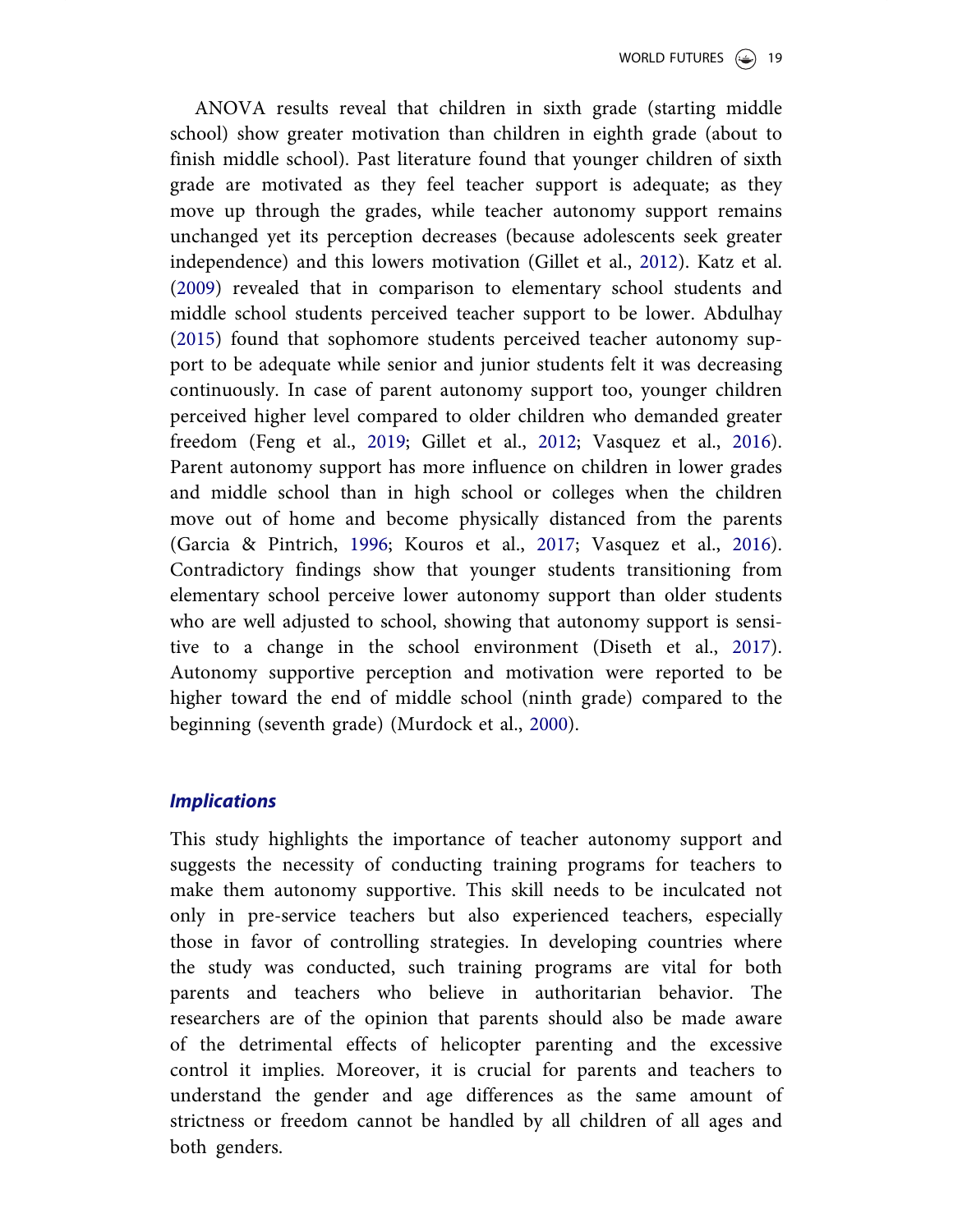ANOVA results reveal that children in sixth grade (starting middle school) show greater motivation than children in eighth grade (about to finish middle school). Past literature found that younger children of sixth grade are motivated as they feel teacher support is adequate; as they move up through the grades, while teacher autonomy support remains unchanged yet its perception decreases (because adolescents seek greater independence) and this lowers motivation (Gillet et al., 2012). Katz et al. (2009) revealed that in comparison to elementary school students and middle school students perceived teacher support to be lower. Abdulhay (2015) found that sophomore students perceived teacher autonomy support to be adequate while senior and junior students felt it was decreasing continuously. In case of parent autonomy support too, younger children perceived higher level compared to older children who demanded greater freedom (Feng et al., 2019; Gillet et al., 2012; Vasquez et al., 2016). Parent autonomy support has more influence on children in lower grades and middle school than in high school or colleges when the children move out of home and become physically distanced from the parents (Garcia & Pintrich, 1996; Kouros et al., 2017; Vasquez et al., 2016). Contradictory findings show that younger students transitioning from elementary school perceive lower autonomy support than older students who are well adjusted to school, showing that autonomy support is sensitive to a change in the school environment (Diseth et al., 2017). Autonomy supportive perception and motivation were reported to be higher toward the end of middle school (ninth grade) compared to the beginning (seventh grade) (Murdock et al., 2000).

### *Implications*

This study highlights the importance of teacher autonomy support and suggests the necessity of conducting training programs for teachers to make them autonomy supportive. This skill needs to be inculcated not only in pre-service teachers but also experienced teachers, especially those in favor of controlling strategies. In developing countries where the study was conducted, such training programs are vital for both parents and teachers who believe in authoritarian behavior. The researchers are of the opinion that parents should also be made aware of the detrimental effects of helicopter parenting and the excessive control it implies. Moreover, it is crucial for parents and teachers to understand the gender and age differences as the same amount of strictness or freedom cannot be handled by all children of all ages and both genders.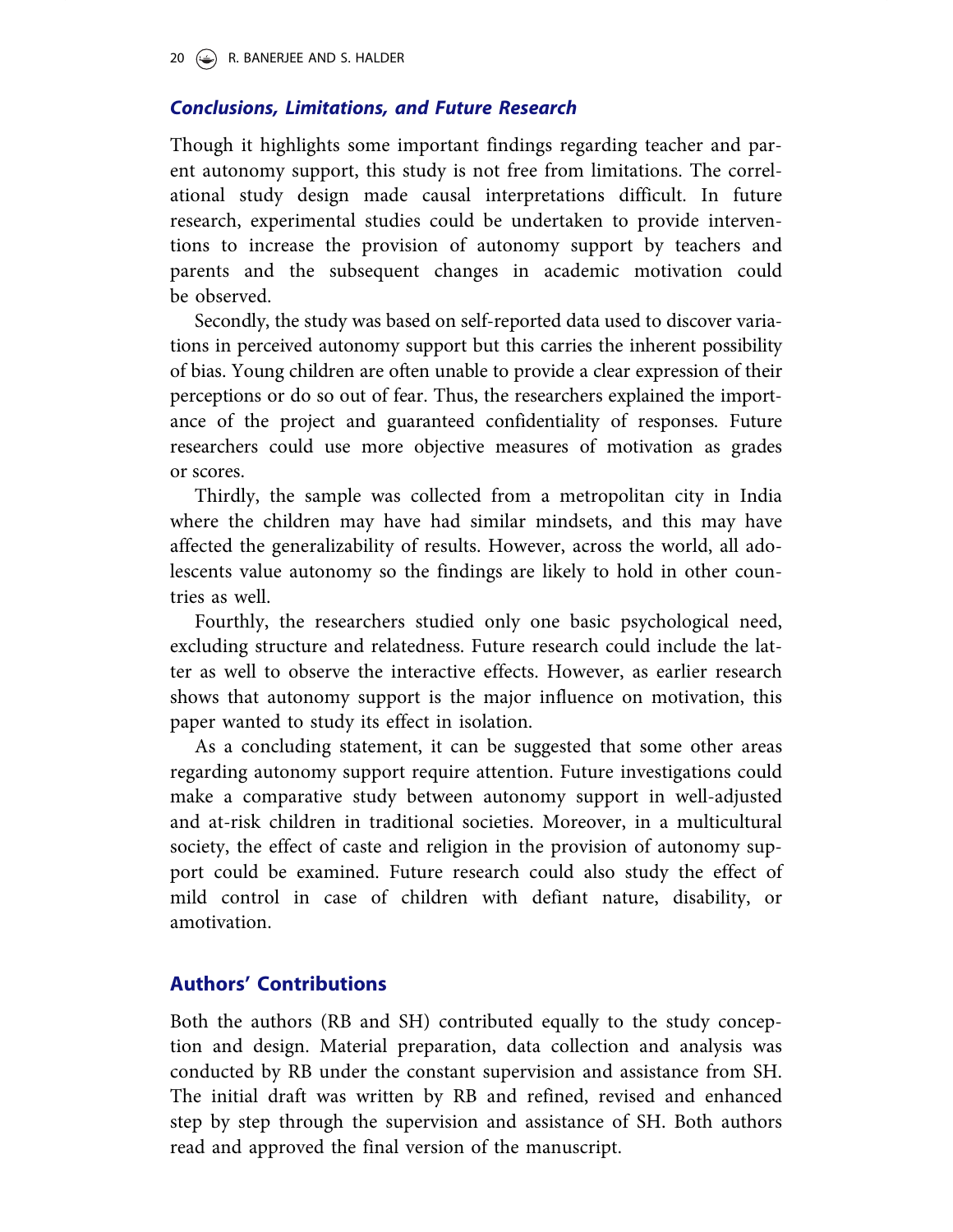## Conclusions, Limitations, and Future Research

Though it highlights some important findings regarding teacher and parent autonomy support, this study is not free from limitations. The correlational study design made causal interpretations difficult. In future research, experimental studies could be undertaken to provide interventions to increase the provision of autonomy support by teachers and parents and the subsequent changes in academic motivation could be observed.

Secondly, the study was based on self-reported data used to discover variations in perceived autonomy support but this carries the inherent possibility of bias. Young children are often unable to provide a clear expression of their perceptions or do so out of fear. Thus, the researchers explained the importance of the project and guaranteed confidentiality of responses. Future researchers could use more objective measures of motivation as grades or scores.

Thirdly, the sample was collected from a metropolitan city in India where the children may have had similar mindsets, and this may have affected the generalizability of results. However, across the world, all adolescents value autonomy so the findings are likely to hold in other countries as well.

Fourthly, the researchers studied only one basic psychological need, excluding structure and relatedness. Future research could include the latter as well to observe the interactive effects. However, as earlier research shows that autonomy support is the major influence on motivation, this paper wanted to study its effect in isolation.

As a concluding statement, it can be suggested that some other areas regarding autonomy support require attention. Future investigations could make a comparative study between autonomy support in well-adjusted and at-risk children in traditional societies. Moreover, in a multicultural society, the effect of caste and religion in the provision of autonomy support could be examined. Future research could also study the effect of mild control in case of children with defiant nature, disability, or amotivation.

## Authors' Contributions

Both the authors (RB and SH) contributed equally to the study conception and design. Material preparation, data collection and analysis was conducted by RB under the constant supervision and assistance from SH. The initial draft was written by RB and refined, revised and enhanced step by step through the supervision and assistance of SH. Both authors read and approved the final version of the manuscript.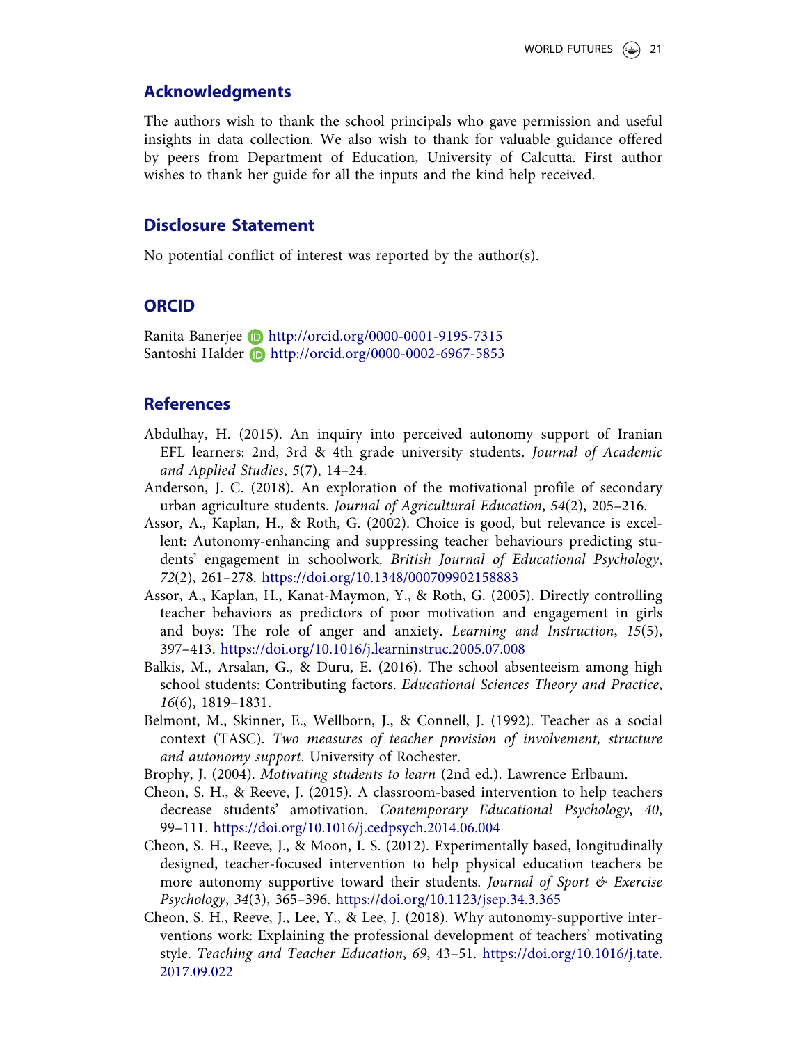## Acknowledgments

The authors wish to thank the school principals who gave permission and useful insights in data collection. We also wish to thank for valuable guidance offered by peers from Department of Education, University of Calcutta. First author wishes to thank her guide for all the inputs and the kind help received.

## Disclosure Statement

No potential conflict of interest was reported by the author(s).

## ORCID

Ranita Banerjee http://orcid.org/0000-0001-9195-7315
Santoshi Halder http://orcid.org/0000-0002-6967-5853

## References

Abdulhay, H. (2015). An inquiry into perceived autonomy support of Iranian EFL learners: 2nd, 3rd & 4th grade university students. *Journal of Academic and Applied Studies*, *5*(7), 14–24.

Anderson, J. C. (2018). An exploration of the motivational profile of secondary urban agriculture students. *Journal of Agricultural Education*, *54*(2), 205–216.

Assor, A., Kaplan, H., & Roth, G. (2002). Choice is good, but relevance is excellent: Autonomy-enhancing and suppressing teacher behaviours predicting students' engagement in schoolwork. *British Journal of Educational Psychology*, *72*(2), 261–278. https://doi.org/10.1348/000709902158883

Assor, A., Kaplan, H., Kanat-Maymon, Y., & Roth, G. (2005). Directly controlling teacher behaviors as predictors of poor motivation and engagement in girls and boys: The role of anger and anxiety. *Learning and Instruction*, *15*(5), 397–413. https://doi.org/10.1016/j.learninstruc.2005.07.008

Balkis, M., Arsalan, G., & Duru, E. (2016). The school absenteeism among high school students: Contributing factors. *Educational Sciences Theory and Practice*, *16*(6), 1819–1831.

Belmont, M., Skinner, E., Wellborn, J., & Connell, J. (1992). Teacher as a social context (TASC). *Two measures of teacher provision of involvement, structure and autonomy support*. University of Rochester.

Brophy, J. (2004). *Motivating students to learn* (2nd ed.). Lawrence Erlbaum.

Cheon, S. H., & Reeve, J. (2015). A classroom-based intervention to help teachers decrease students' amotivation. *Contemporary Educational Psychology*, *40*, 99–111. https://doi.org/10.1016/j.cedpsych.2014.06.004

Cheon, S. H., Reeve, J., & Moon, I. S. (2012). Experimentally based, longitudinally designed, teacher-focused intervention to help physical education teachers be more autonomy supportive toward their students. *Journal of Sport & Exercise Psychology*, *34*(3), 365–396. https://doi.org/10.1123/jsep.34.3.365

Cheon, S. H., Reeve, J., Lee, Y., & Lee, J. (2018). Why autonomy-supportive interventions work: Explaining the professional development of teachers' motivating style. *Teaching and Teacher Education*, *69*, 43–51. https://doi.org/10.1016/j.tate.2017.09.022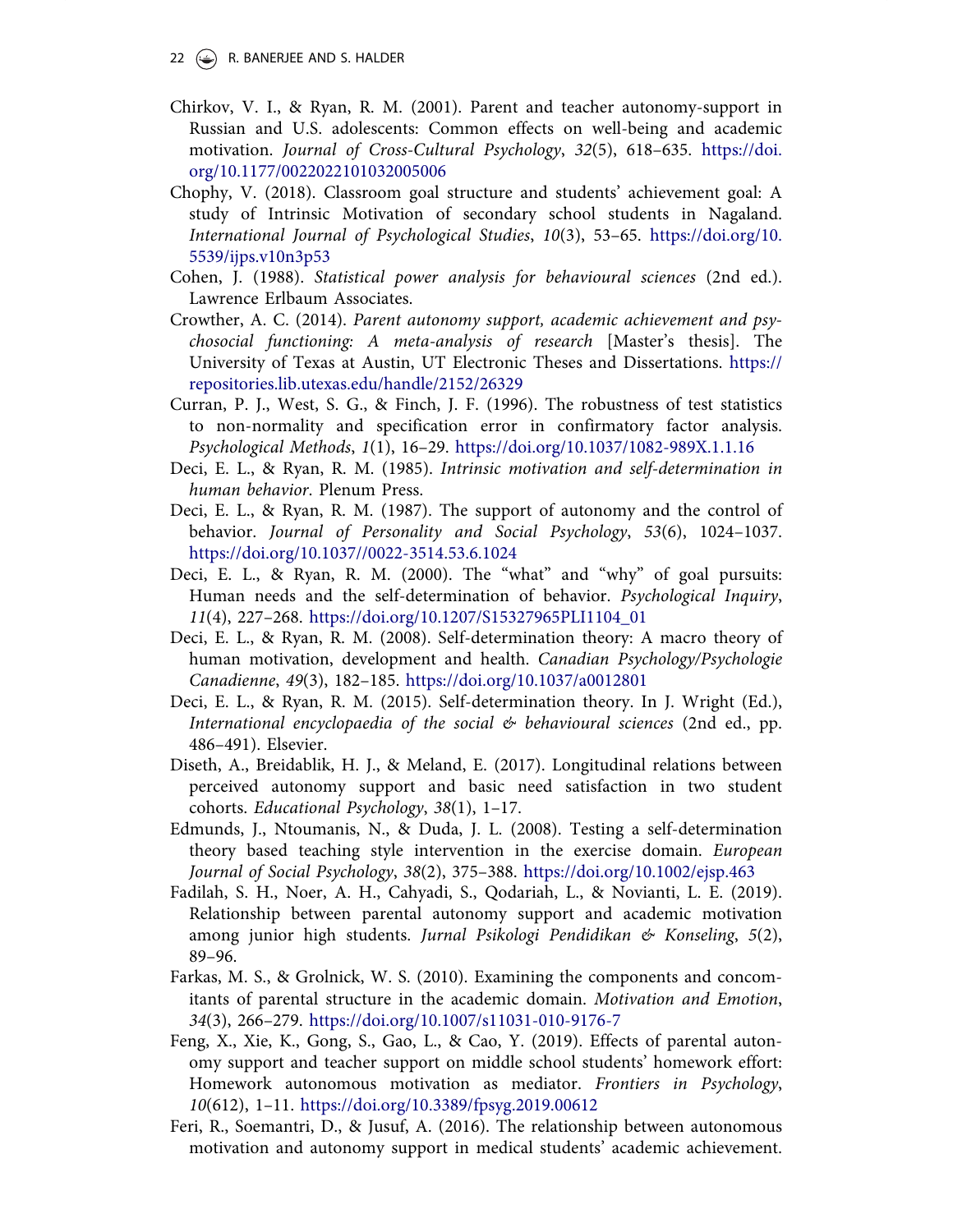Chirkov, V. I., & Ryan, R. M. (2001). Parent and teacher autonomy-support in Russian and U.S. adolescents: Common effects on well-being and academic motivation. *Journal of Cross-Cultural Psychology*, *32*(5), 618–635. https://doi.org/10.1177/0022022101032005006

Chophy, V. (2018). Classroom goal structure and students' achievement goal: A study of Intrinsic Motivation of secondary school students in Nagaland. *International Journal of Psychological Studies*, *10*(3), 53–65. https://doi.org/10.5539/ijps.v10n3p53

Cohen, J. (1988). *Statistical power analysis for behavioural sciences* (2nd ed.). Lawrence Erlbaum Associates.

Crowther, A. C. (2014). *Parent autonomy support, academic achievement and psychosocial functioning: A meta-analysis of research* [Master's thesis]. The University of Texas at Austin, UT Electronic Theses and Dissertations. https://repositories.lib.utexas.edu/handle/2152/26329

Curran, P. J., West, S. G., & Finch, J. F. (1996). The robustness of test statistics to non-normality and specification error in confirmatory factor analysis. *Psychological Methods*, *1*(1), 16–29. https://doi.org/10.1037/1082-989X.1.1.16

Deci, E. L., & Ryan, R. M. (1985). *Intrinsic motivation and self-determination in human behavior*. Plenum Press.

Deci, E. L., & Ryan, R. M. (1987). The support of autonomy and the control of behavior. *Journal of Personality and Social Psychology*, *53*(6), 1024–1037. https://doi.org/10.1037//0022-3514.53.6.1024

Deci, E. L., & Ryan, R. M. (2000). The "what" and "why" of goal pursuits: Human needs and the self-determination of behavior. *Psychological Inquiry*, *11*(4), 227–268. https://doi.org/10.1207/S15327965PLI1104_01

Deci, E. L., & Ryan, R. M. (2008). Self-determination theory: A macro theory of human motivation, development and health. *Canadian Psychology/Psychologie Canadienne*, *49*(3), 182–185. https://doi.org/10.1037/a0012801

Deci, E. L., & Ryan, R. M. (2015). Self-determination theory. In J. Wright (Ed.), *International encyclopaedia of the social & behavioural sciences* (2nd ed., pp. 486–491). Elsevier.

Diseth, A., Breidablik, H. J., & Meland, E. (2017). Longitudinal relations between perceived autonomy support and basic need satisfaction in two student cohorts. *Educational Psychology*, *38*(1), 1–17.

Edmunds, J., Ntoumanis, N., & Duda, J. L. (2008). Testing a self-determination theory based teaching style intervention in the exercise domain. *European Journal of Social Psychology*, *38*(2), 375–388. https://doi.org/10.1002/ejsp.463

Fadilah, S. H., Noer, A. H., Cahyadi, S., Qodariah, L., & Novianti, L. E. (2019). Relationship between parental autonomy support and academic motivation among junior high students. *Jurnal Psikologi Pendidikan & Konseling*, *5*(2), 89–96.

Farkas, M. S., & Grolnick, W. S. (2010). Examining the components and concomitants of parental structure in the academic domain. *Motivation and Emotion*, *34*(3), 266–279. https://doi.org/10.1007/s11031-010-9176-7

Feng, X., Xie, K., Gong, S., Gao, L., & Cao, Y. (2019). Effects of parental autonomy support and teacher support on middle school students' homework effort: Homework autonomous motivation as mediator. *Frontiers in Psychology*, *10*(612), 1–11. https://doi.org/10.3389/fpsyg.2019.00612

Feri, R., Soemantri, D., & Jusuf, A. (2016). The relationship between autonomous motivation and autonomy support in medical students' academic achievement.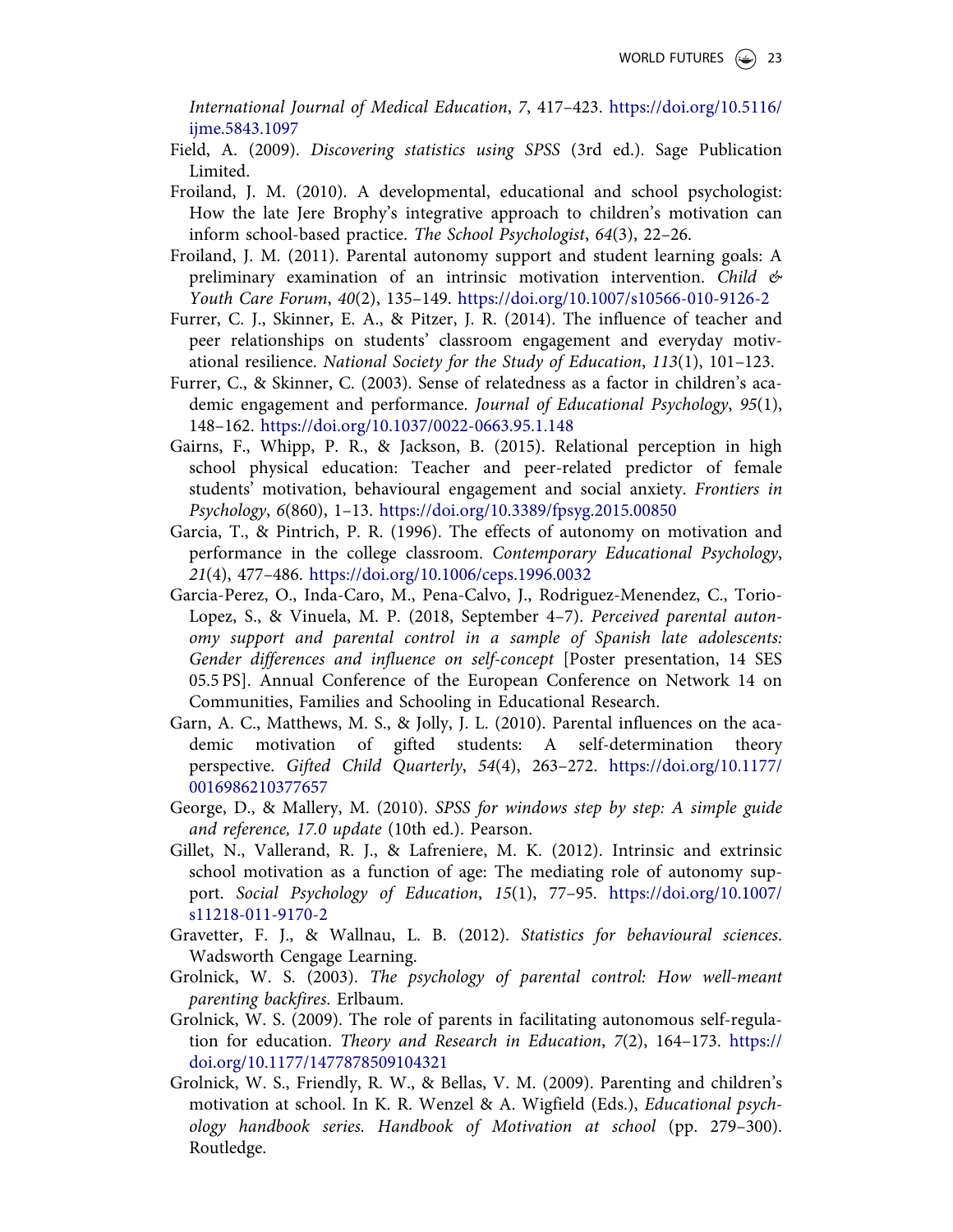*International Journal of Medical Education*, *7*, 417–423. https://doi.org/10.5116/ijme.5843.1097

Field, A. (2009). *Discovering statistics using SPSS* (3rd ed.). Sage Publication Limited.

Froiland, J. M. (2010). A developmental, educational and school psychologist: How the late Jere Brophy's integrative approach to children's motivation can inform school-based practice. *The School Psychologist*, *64*(3), 22–26.

Froiland, J. M. (2011). Parental autonomy support and student learning goals: A preliminary examination of an intrinsic motivation intervention. *Child & Youth Care Forum*, *40*(2), 135–149. https://doi.org/10.1007/s10566-010-9126-2

Furrer, C. J., Skinner, E. A., & Pitzer, J. R. (2014). The influence of teacher and peer relationships on students' classroom engagement and everyday motivational resilience. *National Society for the Study of Education*, *113*(1), 101–123.

Furrer, C., & Skinner, C. (2003). Sense of relatedness as a factor in children's academic engagement and performance. *Journal of Educational Psychology*, *95*(1), 148–162. https://doi.org/10.1037/0022-0663.95.1.148

Gairns, F., Whipp, P. R., & Jackson, B. (2015). Relational perception in high school physical education: Teacher and peer-related predictor of female students' motivation, behavioural engagement and social anxiety. *Frontiers in Psychology*, *6*(860), 1–13. https://doi.org/10.3389/fpsyg.2015.00850

Garcia, T., & Pintrich, P. R. (1996). The effects of autonomy on motivation and performance in the college classroom. *Contemporary Educational Psychology*, *21*(4), 477–486. https://doi.org/10.1006/ceps.1996.0032

Garcia-Perez, O., Inda-Caro, M., Pena-Calvo, J., Rodriguez-Menendez, C., Torio-Lopez, S., & Vinuela, M. P. (2018, September 4–7). *Perceived parental autonomy support and parental control in a sample of Spanish late adolescents: Gender differences and influence on self-concept* [Poster presentation, 14 SES 05.5 PS]. Annual Conference of the European Conference on Network 14 on Communities, Families and Schooling in Educational Research.

Garn, A. C., Matthews, M. S., & Jolly, J. L. (2010). Parental influences on the academic motivation of gifted students: A self-determination theory perspective. *Gifted Child Quarterly*, *54*(4), 263–272. https://doi.org/10.1177/0016986210377657

George, D., & Mallery, M. (2010). *SPSS for windows step by step: A simple guide and reference, 17.0 update* (10th ed.). Pearson.

Gillet, N., Vallerand, R. J., & Lafreniere, M. K. (2012). Intrinsic and extrinsic school motivation as a function of age: The mediating role of autonomy support. *Social Psychology of Education*, *15*(1), 77–95. https://doi.org/10.1007/s11218-011-9170-2

Gravetter, F. J., & Wallnau, L. B. (2012). *Statistics for behavioural sciences*. Wadsworth Cengage Learning.

Grolnick, W. S. (2003). *The psychology of parental control: How well-meant parenting backfires*. Erlbaum.

Grolnick, W. S. (2009). The role of parents in facilitating autonomous self-regulation for education. *Theory and Research in Education*, *7*(2), 164–173. https://doi.org/10.1177/1477878509104321

Grolnick, W. S., Friendly, R. W., & Bellas, V. M. (2009). Parenting and children's motivation at school. In K. R. Wenzel & A. Wigfield (Eds.), *Educational psychology handbook series. Handbook of Motivation at school* (pp. 279–300). Routledge.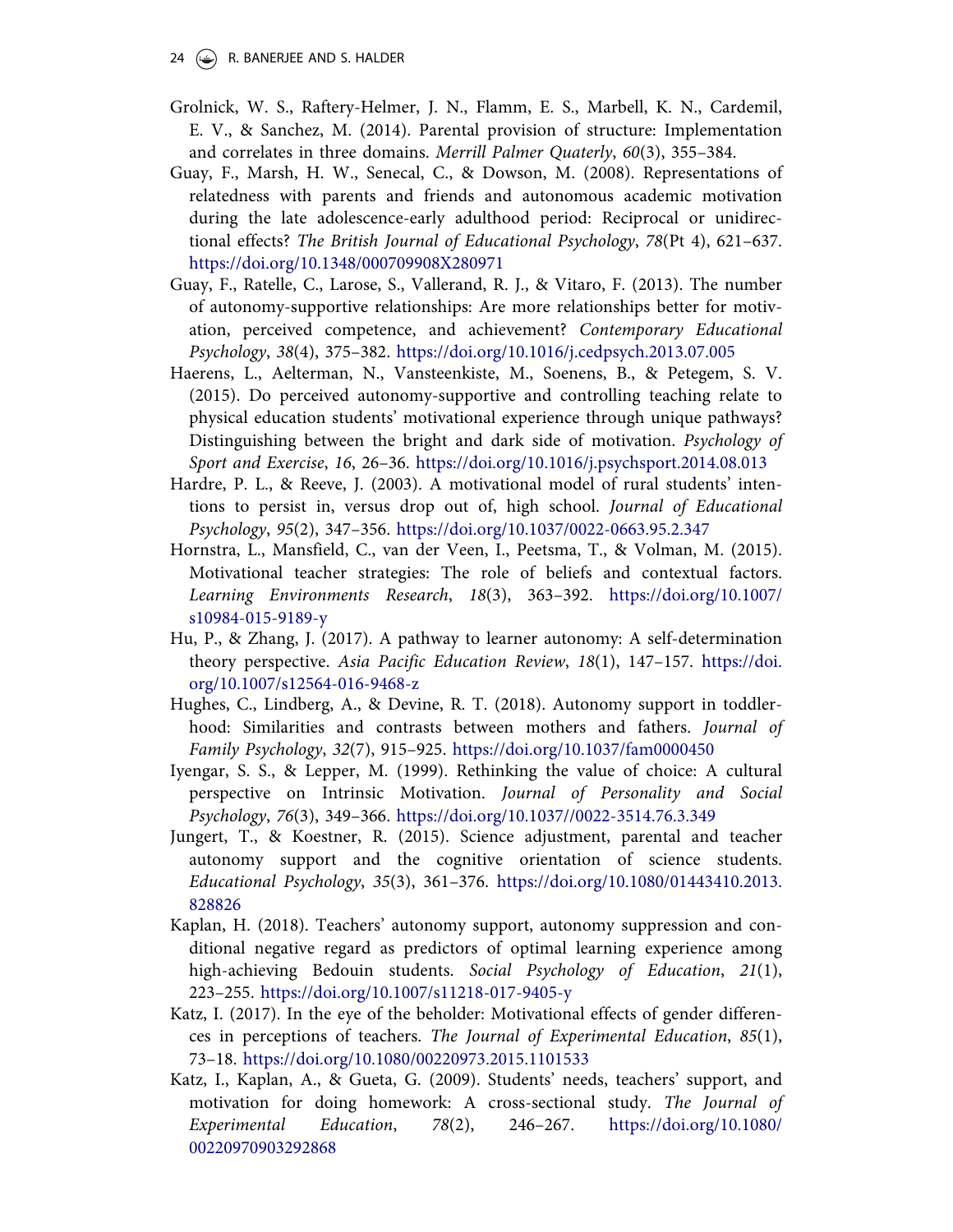Grolnick, W. S., Raftery-Helmer, J. N., Flamm, E. S., Marbell, K. N., Cardemil, E. V., & Sanchez, M. (2014). Parental provision of structure: Implementation and correlates in three domains. *Merrill Palmer Quaterly*, *60*(3), 355–384.

Guay, F., Marsh, H. W., Senecal, C., & Dowson, M. (2008). Representations of relatedness with parents and friends and autonomous academic motivation during the late adolescence-early adulthood period: Reciprocal or unidirectional effects? *The British Journal of Educational Psychology*, *78*(Pt 4), 621–637. https://doi.org/10.1348/000709908X280971

Guay, F., Ratelle, C., Larose, S., Vallerand, R. J., & Vitaro, F. (2013). The number of autonomy-supportive relationships: Are more relationships better for motivation, perceived competence, and achievement? *Contemporary Educational Psychology*, *38*(4), 375–382. https://doi.org/10.1016/j.cedpsych.2013.07.005

Haerens, L., Aelterman, N., Vansteenkiste, M., Soenens, B., & Petegem, S. V. (2015). Do perceived autonomy-supportive and controlling teaching relate to physical education students' motivational experience through unique pathways? Distinguishing between the bright and dark side of motivation. *Psychology of Sport and Exercise*, *16*, 26–36. https://doi.org/10.1016/j.psychsport.2014.08.013

Hardre, P. L., & Reeve, J. (2003). A motivational model of rural students' intentions to persist in, versus drop out of, high school. *Journal of Educational Psychology*, *95*(2), 347–356. https://doi.org/10.1037/0022-0663.95.2.347

Hornstra, L., Mansfield, C., van der Veen, I., Peetsma, T., & Volman, M. (2015). Motivational teacher strategies: The role of beliefs and contextual factors. *Learning Environments Research*, *18*(3), 363–392. https://doi.org/10.1007/s10984-015-9189-y

Hu, P., & Zhang, J. (2017). A pathway to learner autonomy: A self-determination theory perspective. *Asia Pacific Education Review*, *18*(1), 147–157. https://doi.org/10.1007/s12564-016-9468-z

Hughes, C., Lindberg, A., & Devine, R. T. (2018). Autonomy support in toddlerhood: Similarities and contrasts between mothers and fathers. *Journal of Family Psychology*, *32*(7), 915–925. https://doi.org/10.1037/fam0000450

Iyengar, S. S., & Lepper, M. (1999). Rethinking the value of choice: A cultural perspective on Intrinsic Motivation. *Journal of Personality and Social Psychology*, *76*(3), 349–366. https://doi.org/10.1037//0022-3514.76.3.349

Jungert, T., & Koestner, R. (2015). Science adjustment, parental and teacher autonomy support and the cognitive orientation of science students. *Educational Psychology*, *35*(3), 361–376. https://doi.org/10.1080/01443410.2013.828826

Kaplan, H. (2018). Teachers' autonomy support, autonomy suppression and conditional negative regard as predictors of optimal learning experience among high-achieving Bedouin students. *Social Psychology of Education*, *21*(1), 223–255. https://doi.org/10.1007/s11218-017-9405-y

Katz, I. (2017). In the eye of the beholder: Motivational effects of gender differences in perceptions of teachers. *The Journal of Experimental Education*, *85*(1), 73–18. https://doi.org/10.1080/00220973.2015.1101533

Katz, I., Kaplan, A., & Gueta, G. (2009). Students' needs, teachers' support, and motivation for doing homework: A cross-sectional study. *The Journal of Experimental Education*, *78*(2), 246–267. https://doi.org/10.1080/00220970903292868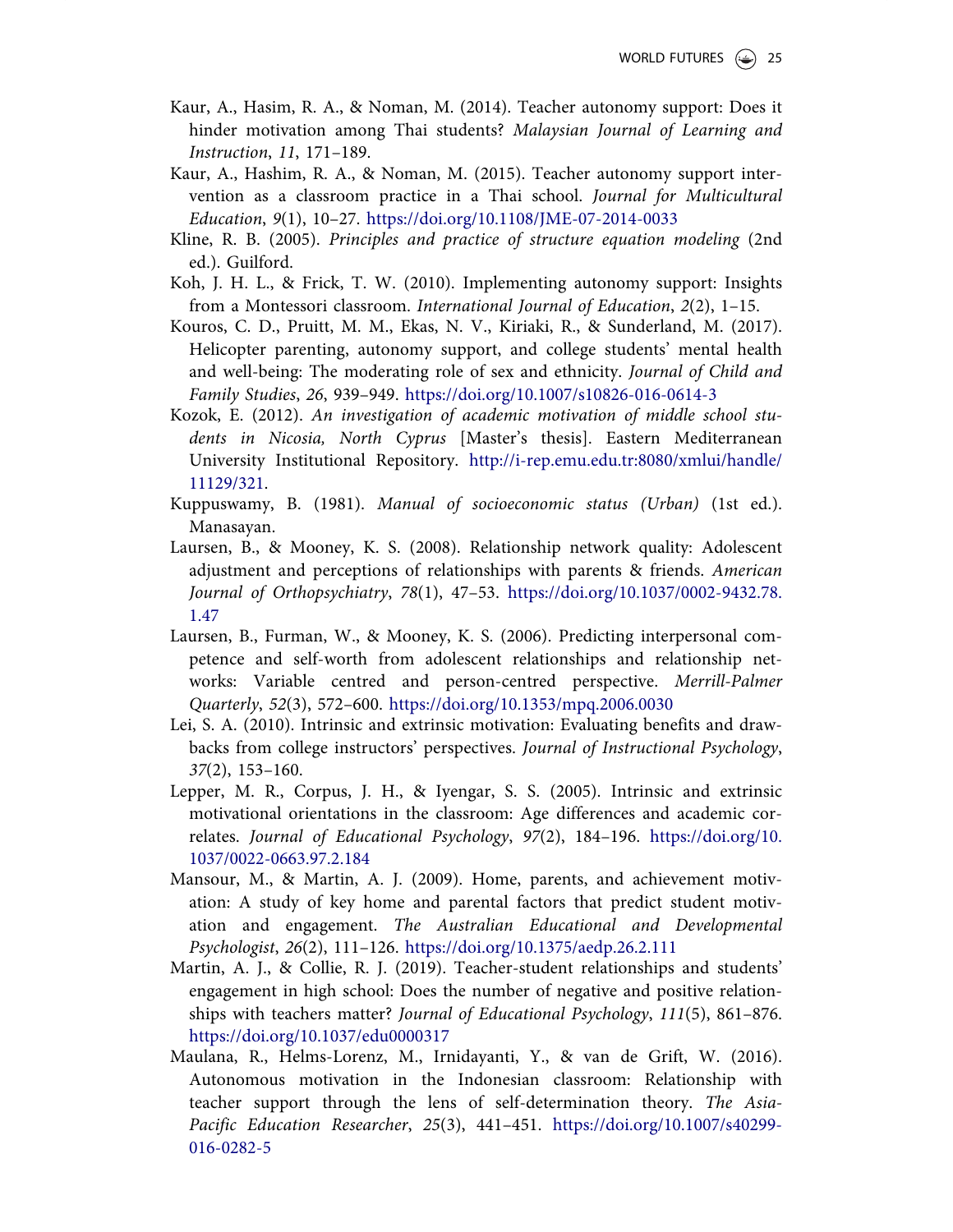Kaur, A., Hasim, R. A., & Noman, M. (2014). Teacher autonomy support: Does it hinder motivation among Thai students? *Malaysian Journal of Learning and Instruction*, *11*, 171–189.

Kaur, A., Hashim, R. A., & Noman, M. (2015). Teacher autonomy support intervention as a classroom practice in a Thai school. *Journal for Multicultural Education*, *9*(1), 10–27. https://doi.org/10.1108/JME-07-2014-0033

Kline, R. B. (2005). *Principles and practice of structure equation modeling* (2nd ed.). Guilford.

Koh, J. H. L., & Frick, T. W. (2010). Implementing autonomy support: Insights from a Montessori classroom. *International Journal of Education*, *2*(2), 1–15.

Kouros, C. D., Pruitt, M. M., Ekas, N. V., Kiriaki, R., & Sunderland, M. (2017). Helicopter parenting, autonomy support, and college students' mental health and well-being: The moderating role of sex and ethnicity. *Journal of Child and Family Studies*, *26*, 939–949. https://doi.org/10.1007/s10826-016-0614-3

Kozok, E. (2012). *An investigation of academic motivation of middle school students in Nicosia, North Cyprus* [Master's thesis]. Eastern Mediterranean University Institutional Repository. http://i-rep.emu.edu.tr:8080/xmlui/handle/11129/321.

Kuppuswamy, B. (1981). *Manual of socioeconomic status (Urban)* (1st ed.). Manasayan.

Laursen, B., & Mooney, K. S. (2008). Relationship network quality: Adolescent adjustment and perceptions of relationships with parents & friends. *American Journal of Orthopsychiatry*, *78*(1), 47–53. https://doi.org/10.1037/0002-9432.78.1.47

Laursen, B., Furman, W., & Mooney, K. S. (2006). Predicting interpersonal competence and self-worth from adolescent relationships and relationship networks: Variable centred and person-centred perspective. *Merrill-Palmer Quarterly*, *52*(3), 572–600. https://doi.org/10.1353/mpq.2006.0030

Lei, S. A. (2010). Intrinsic and extrinsic motivation: Evaluating benefits and drawbacks from college instructors' perspectives. *Journal of Instructional Psychology*, *37*(2), 153–160.

Lepper, M. R., Corpus, J. H., & Iyengar, S. S. (2005). Intrinsic and extrinsic motivational orientations in the classroom: Age differences and academic correlates. *Journal of Educational Psychology*, *97*(2), 184–196. https://doi.org/10.1037/0022-0663.97.2.184

Mansour, M., & Martin, A. J. (2009). Home, parents, and achievement motivation: A study of key home and parental factors that predict student motivation and engagement. *The Australian Educational and Developmental Psychologist*, *26*(2), 111–126. https://doi.org/10.1375/aedp.26.2.111

Martin, A. J., & Collie, R. J. (2019). Teacher-student relationships and students' engagement in high school: Does the number of negative and positive relationships with teachers matter? *Journal of Educational Psychology*, *111*(5), 861–876. https://doi.org/10.1037/edu0000317

Maulana, R., Helms-Lorenz, M., Irnidayanti, Y., & van de Grift, W. (2016). Autonomous motivation in the Indonesian classroom: Relationship with teacher support through the lens of self-determination theory. *The Asia-Pacific Education Researcher*, *25*(3), 441–451. https://doi.org/10.1007/s40299-016-0282-5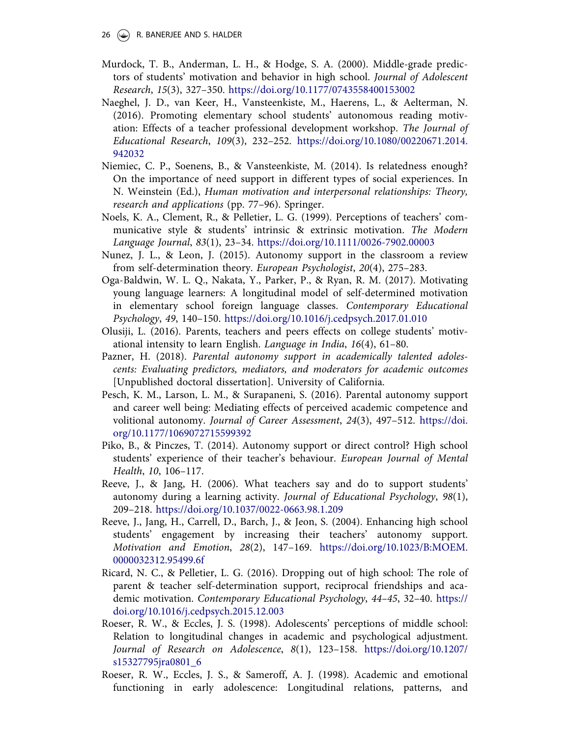Murdock, T. B., Anderman, L. H., & Hodge, S. A. (2000). Middle-grade predictors of students' motivation and behavior in high school. *Journal of Adolescent Research*, *15*(3), 327–350. https://doi.org/10.1177/0743558400153002

Naeghel, J. D., van Keer, H., Vansteenkiste, M., Haerens, L., & Aelterman, N. (2016). Promoting elementary school students' autonomous reading motivation: Effects of a teacher professional development workshop. *The Journal of Educational Research*, *109*(3), 232–252. https://doi.org/10.1080/00220671.2014.942032

Niemiec, C. P., Soenens, B., & Vansteenkiste, M. (2014). Is relatedness enough? On the importance of need support in different types of social experiences. In N. Weinstein (Ed.), *Human motivation and interpersonal relationships: Theory, research and applications* (pp. 77–96). Springer.

Noels, K. A., Clement, R., & Pelletier, L. G. (1999). Perceptions of teachers' communicative style & students' intrinsic & extrinsic motivation. *The Modern Language Journal*, *83*(1), 23–34. https://doi.org/10.1111/0026-7902.00003

Nunez, J. L., & Leon, J. (2015). Autonomy support in the classroom a review from self-determination theory. *European Psychologist*, *20*(4), 275–283.

Oga-Baldwin, W. L. Q., Nakata, Y., Parker, P., & Ryan, R. M. (2017). Motivating young language learners: A longitudinal model of self-determined motivation in elementary school foreign language classes. *Contemporary Educational Psychology*, *49*, 140–150. https://doi.org/10.1016/j.cedpsych.2017.01.010

Olusiji, L. (2016). Parents, teachers and peers effects on college students' motivational intensity to learn English. *Language in India*, *16*(4), 61–80.

Pazner, H. (2018). *Parental autonomy support in academically talented adolescents: Evaluating predictors, mediators, and moderators for academic outcomes* [Unpublished doctoral dissertation]. University of California.

Pesch, K. M., Larson, L. M., & Surapaneni, S. (2016). Parental autonomy support and career well being: Mediating effects of perceived academic competence and volitional autonomy. *Journal of Career Assessment*, *24*(3), 497–512. https://doi.org/10.1177/1069072715599392

Piko, B., & Pinczes, T. (2014). Autonomy support or direct control? High school students' experience of their teacher's behaviour. *European Journal of Mental Health*, *10*, 106–117.

Reeve, J., & Jang, H. (2006). What teachers say and do to support students' autonomy during a learning activity. *Journal of Educational Psychology*, *98*(1), 209–218. https://doi.org/10.1037/0022-0663.98.1.209

Reeve, J., Jang, H., Carrell, D., Barch, J., & Jeon, S. (2004). Enhancing high school students' engagement by increasing their teachers' autonomy support. *Motivation and Emotion*, *28*(2), 147–169. https://doi.org/10.1023/B:MOEM.0000032312.95499.6f

Ricard, N. C., & Pelletier, L. G. (2016). Dropping out of high school: The role of parent & teacher self-determination support, reciprocal friendships and academic motivation. *Contemporary Educational Psychology*, *44–45*, 32–40. https://doi.org/10.1016/j.cedpsych.2015.12.003

Roeser, R. W., & Eccles, J. S. (1998). Adolescents' perceptions of middle school: Relation to longitudinal changes in academic and psychological adjustment. *Journal of Research on Adolescence*, *8*(1), 123–158. https://doi.org/10.1207/s15327795jra0801_6

Roeser, R. W., Eccles, J. S., & Sameroff, A. J. (1998). Academic and emotional functioning in early adolescence: Longitudinal relations, patterns, and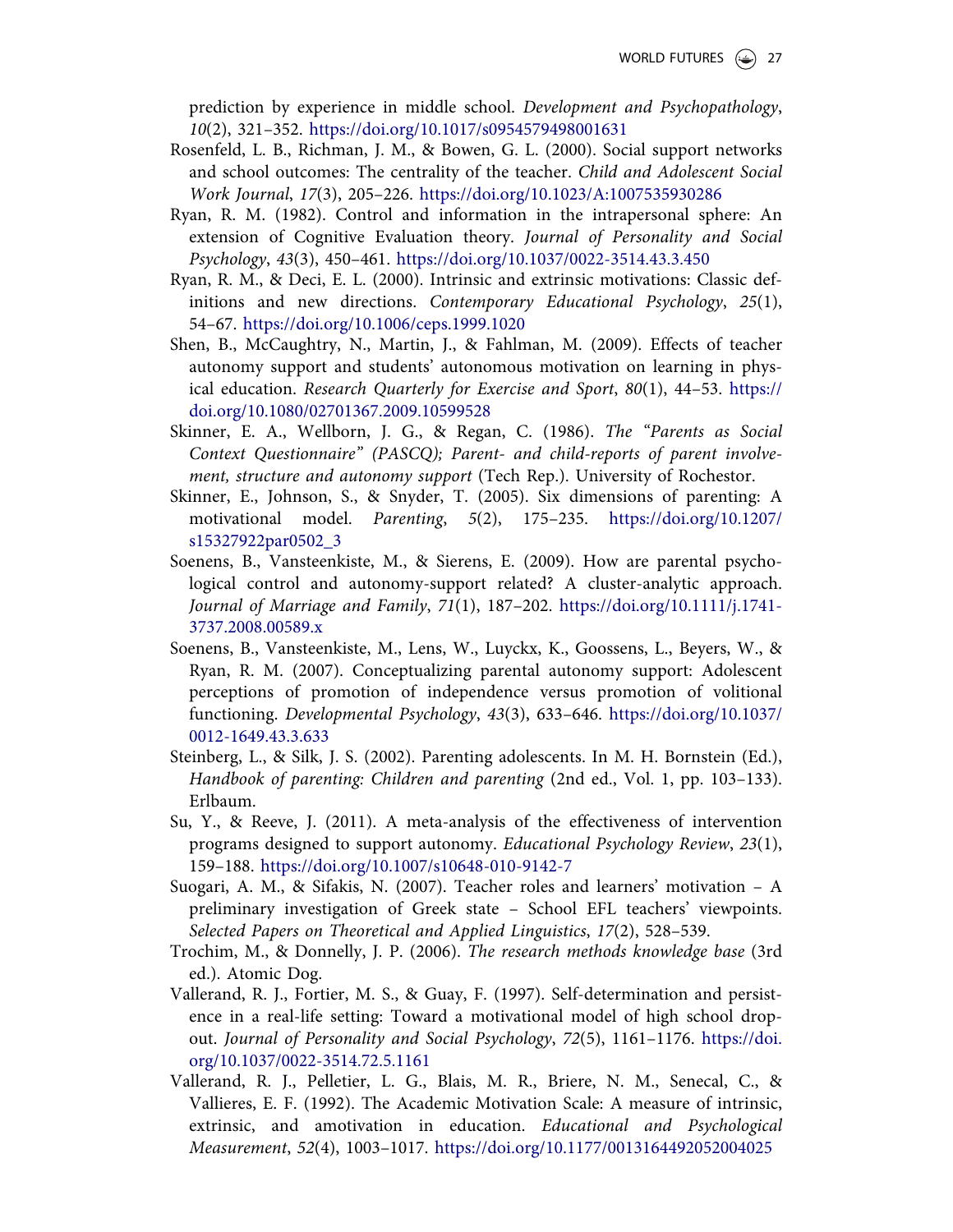prediction by experience in middle school. *Development and Psychopathology*, *10*(2), 321–352. https://doi.org/10.1017/s0954579498001631

Rosenfeld, L. B., Richman, J. M., & Bowen, G. L. (2000). Social support networks and school outcomes: The centrality of the teacher. *Child and Adolescent Social Work Journal*, *17*(3), 205–226. https://doi.org/10.1023/A:1007535930286

Ryan, R. M. (1982). Control and information in the intrapersonal sphere: An extension of Cognitive Evaluation theory. *Journal of Personality and Social Psychology*, *43*(3), 450–461. https://doi.org/10.1037/0022-3514.43.3.450

Ryan, R. M., & Deci, E. L. (2000). Intrinsic and extrinsic motivations: Classic definitions and new directions. *Contemporary Educational Psychology*, *25*(1), 54–67. https://doi.org/10.1006/ceps.1999.1020

Shen, B., McCaughtry, N., Martin, J., & Fahlman, M. (2009). Effects of teacher autonomy support and students' autonomous motivation on learning in physical education. *Research Quarterly for Exercise and Sport*, *80*(1), 44–53. https://doi.org/10.1080/02701367.2009.10599528

Skinner, E. A., Wellborn, J. G., & Regan, C. (1986). *The "Parents as Social Context Questionnaire" (PASCQ); Parent- and child-reports of parent involvement, structure and autonomy support* (Tech Rep.). University of Rochestor.

Skinner, E., Johnson, S., & Snyder, T. (2005). Six dimensions of parenting: A motivational model. *Parenting*, *5*(2), 175–235. https://doi.org/10.1207/s15327922par0502_3

Soenens, B., Vansteenkiste, M., & Sierens, E. (2009). How are parental psychological control and autonomy-support related? A cluster-analytic approach. *Journal of Marriage and Family*, *71*(1), 187–202. https://doi.org/10.1111/j.1741-3737.2008.00589.x

Soenens, B., Vansteenkiste, M., Lens, W., Luyckx, K., Goossens, L., Beyers, W., & Ryan, R. M. (2007). Conceptualizing parental autonomy support: Adolescent perceptions of promotion of independence versus promotion of volitional functioning. *Developmental Psychology*, *43*(3), 633–646. https://doi.org/10.1037/0012-1649.43.3.633

Steinberg, L., & Silk, J. S. (2002). Parenting adolescents. In M. H. Bornstein (Ed.), *Handbook of parenting: Children and parenting* (2nd ed., Vol. 1, pp. 103–133). Erlbaum.

Su, Y., & Reeve, J. (2011). A meta-analysis of the effectiveness of intervention programs designed to support autonomy. *Educational Psychology Review*, *23*(1), 159–188. https://doi.org/10.1007/s10648-010-9142-7

Suogari, A. M., & Sifakis, N. (2007). Teacher roles and learners' motivation – A preliminary investigation of Greek state – School EFL teachers' viewpoints. *Selected Papers on Theoretical and Applied Linguistics*, *17*(2), 528–539.

Trochim, M., & Donnelly, J. P. (2006). *The research methods knowledge base* (3rd ed.). Atomic Dog.

Vallerand, R. J., Fortier, M. S., & Guay, F. (1997). Self-determination and persistence in a real-life setting: Toward a motivational model of high school dropout. *Journal of Personality and Social Psychology*, *72*(5), 1161–1176. https://doi.org/10.1037/0022-3514.72.5.1161

Vallerand, R. J., Pelletier, L. G., Blais, M. R., Briere, N. M., Senecal, C., & Vallieres, E. F. (1992). The Academic Motivation Scale: A measure of intrinsic, extrinsic, and amotivation in education. *Educational and Psychological Measurement*, *52*(4), 1003–1017. https://doi.org/10.1177/0013164492052004025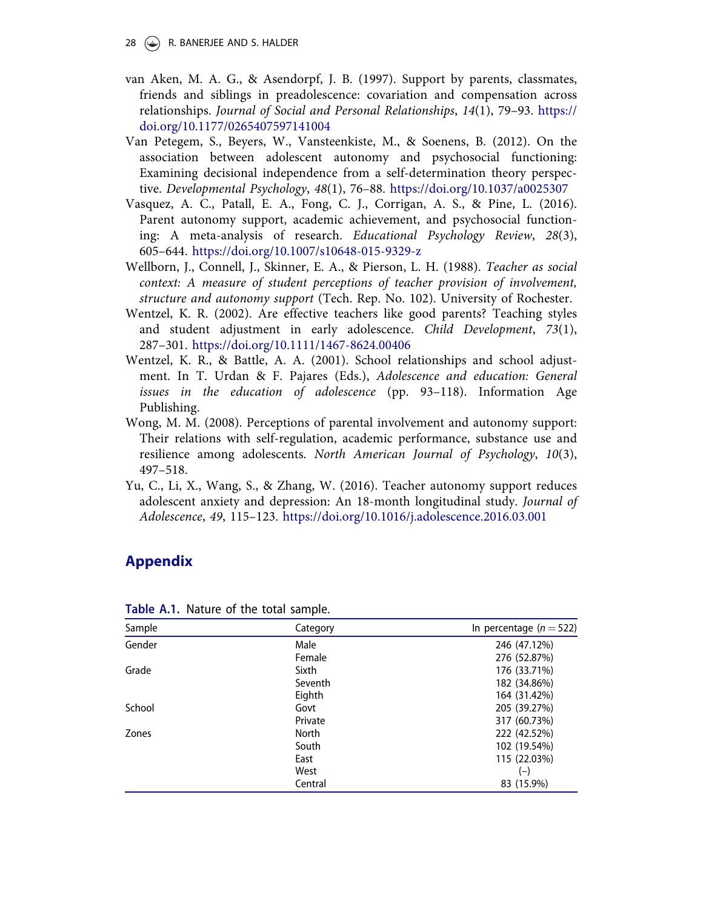van Aken, M. A. G., & Asendorpf, J. B. (1997). Support by parents, classmates, friends and siblings in preadolescence: covariation and compensation across relationships. *Journal of Social and Personal Relationships*, *14*(1), 79–93. https://doi.org/10.1177/0265407597141004

Van Petegem, S., Beyers, W., Vansteenkiste, M., & Soenens, B. (2012). On the association between adolescent autonomy and psychosocial functioning: Examining decisional independence from a self-determination theory perspective. *Developmental Psychology*, *48*(1), 76–88. https://doi.org/10.1037/a0025307

Vasquez, A. C., Patall, E. A., Fong, C. J., Corrigan, A. S., & Pine, L. (2016). Parent autonomy support, academic achievement, and psychosocial functioning: A meta-analysis of research. *Educational Psychology Review*, *28*(3), 605–644. https://doi.org/10.1007/s10648-015-9329-z

Wellborn, J., Connell, J., Skinner, E. A., & Pierson, L. H. (1988). *Teacher as social context: A measure of student perceptions of teacher provision of involvement, structure and autonomy support* (Tech. Rep. No. 102). University of Rochester.

Wentzel, K. R. (2002). Are effective teachers like good parents? Teaching styles and student adjustment in early adolescence. *Child Development*, *73*(1), 287–301. https://doi.org/10.1111/1467-8624.00406

Wentzel, K. R., & Battle, A. A. (2001). School relationships and school adjustment. In T. Urdan & F. Pajares (Eds.), *Adolescence and education: General issues in the education of adolescence* (pp. 93–118). Information Age Publishing.

Wong, M. M. (2008). Perceptions of parental involvement and autonomy support: Their relations with self-regulation, academic performance, substance use and resilience among adolescents. *North American Journal of Psychology*, *10*(3), 497–518.

Yu, C., Li, X., Wang, S., & Zhang, W. (2016). Teacher autonomy support reduces adolescent anxiety and depression: An 18-month longitudinal study. *Journal of Adolescence*, *49*, 115–123. https://doi.org/10.1016/j.adolescence.2016.03.001

## Appendix

**Table A.1.** Nature of the total sample.

| Sample | Category | In percentage ($n = 522$) |
|---|---|---|
| Gender | Male | 246 (47.12%) |
| | Female | 276 (52.87%) |
| Grade | Sixth | 176 (33.71%) |
| | Seventh | 182 (34.86%) |
| | Eighth | 164 (31.42%) |
| School | Govt | 205 (39.27%) |
| | Private | 317 (60.73%) |
| Zones | North | 222 (42.52%) |
| | South | 102 (19.54%) |
| | East | 115 (22.03%) |
| | West | (–) |
| | Central | 83 (15.9%) |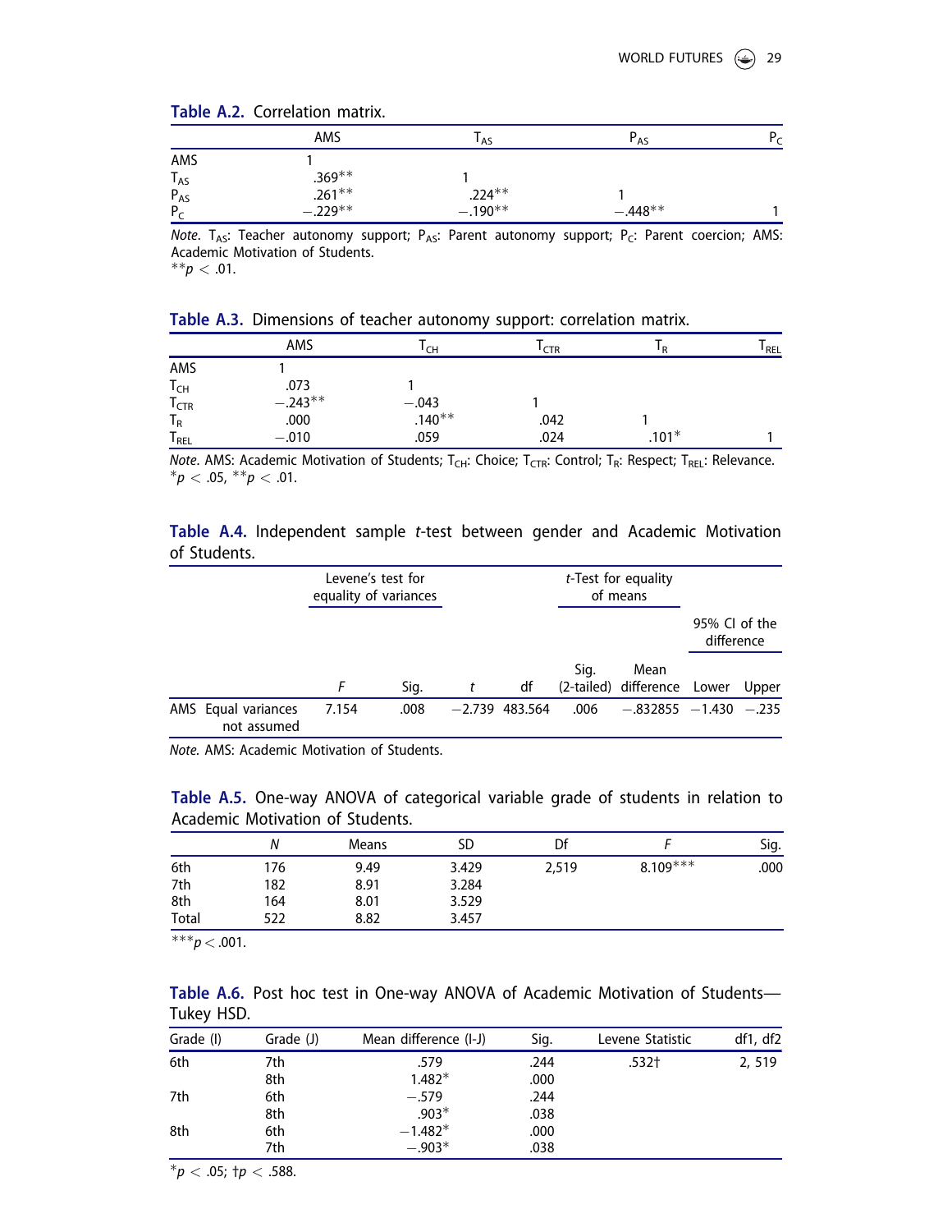**Table A.2.** Correlation matrix.

| | AMS | $T_{AS}$ | $P_{AS}$ | $P_C$ |
|---|---|---|---|---|
| AMS | 1 | | | |
| $T_{AS}$ | .369** | 1 | | |
| $P_{AS}$ | .261** | .224** | 1 | |
| $P_C$ | −.229** | −.190** | −.448** | 1 |

*Note*. $T_{AS}$: Teacher autonomy support; $P_{AS}$: Parent autonomy support; $P_C$: Parent coercion; AMS: Academic Motivation of Students.
**$p < .01$.

**Table A.3.** Dimensions of teacher autonomy support: correlation matrix.

| | AMS | $T_{CH}$ | $T_{CTR}$ | $T_R$ | $T_{REL}$ |
|---|---|---|---|---|---|
| AMS | 1 | | | | |
| $T_{CH}$ | .073 | 1 | | | |
| $T_{CTR}$ | −.243** | −.043 | 1 | | |
| $T_R$ | .000 | .140** | .042 | 1 | |
| $T_{REL}$ | −.010 | .059 | .024 | .101* | 1 |

*Note*. AMS: Academic Motivation of Students; $T_{CH}$: Choice; $T_{CTR}$: Control; $T_R$: Respect; $T_{REL}$: Relevance.
*$p < .05$, **$p < .01$.

**Table A.4.** Independent sample *t*-test between gender and Academic Motivation of Students.

| | | Levene's test for equality of variances | | *t*-Test for equality of means | | | | 95% CI of the difference | |
|---|---|---|---|---|---|---|---|---|---|
| | | *F* | Sig. | *t* | df | Sig. (2-tailed) | Mean difference | Lower | Upper |
| AMS | Equal variances not assumed | 7.154 | .008 | −2.739 | 483.564 | .006 | −.832855 | −1.430 | −.235 |

*Note.* AMS: Academic Motivation of Students.

**Table A.5.** One-way ANOVA of categorical variable grade of students in relation to Academic Motivation of Students.

| | *N* | Means | SD | Df | *F* | Sig. |
|---|---|---|---|---|---|---|
| 6th | 176 | 9.49 | 3.429 | 2,519 | 8.109*** | .000 |
| 7th | 182 | 8.91 | 3.284 | | | |
| 8th | 164 | 8.01 | 3.529 | | | |
| Total | 522 | 8.82 | 3.457 | | | |

***$p < .001$.

**Table A.6.** Post hoc test in One-way ANOVA of Academic Motivation of Students—Tukey HSD.

| Grade (I) | Grade (J) | Mean difference (I-J) | Sig. | Levene Statistic | df1, df2 |
|---|---|---|---|---|---|
| 6th | 7th | .579 | .244 | .532† | 2, 519 |
| | 8th | 1.482* | .000 | | |
| 7th | 6th | −.579 | .244 | | |
| | 8th | .903* | .038 | | |
| 8th | 6th | −1.482* | .000 | | |
| | 7th | −.903* | .038 | | |

*$p < .05$; †$p < .588$.